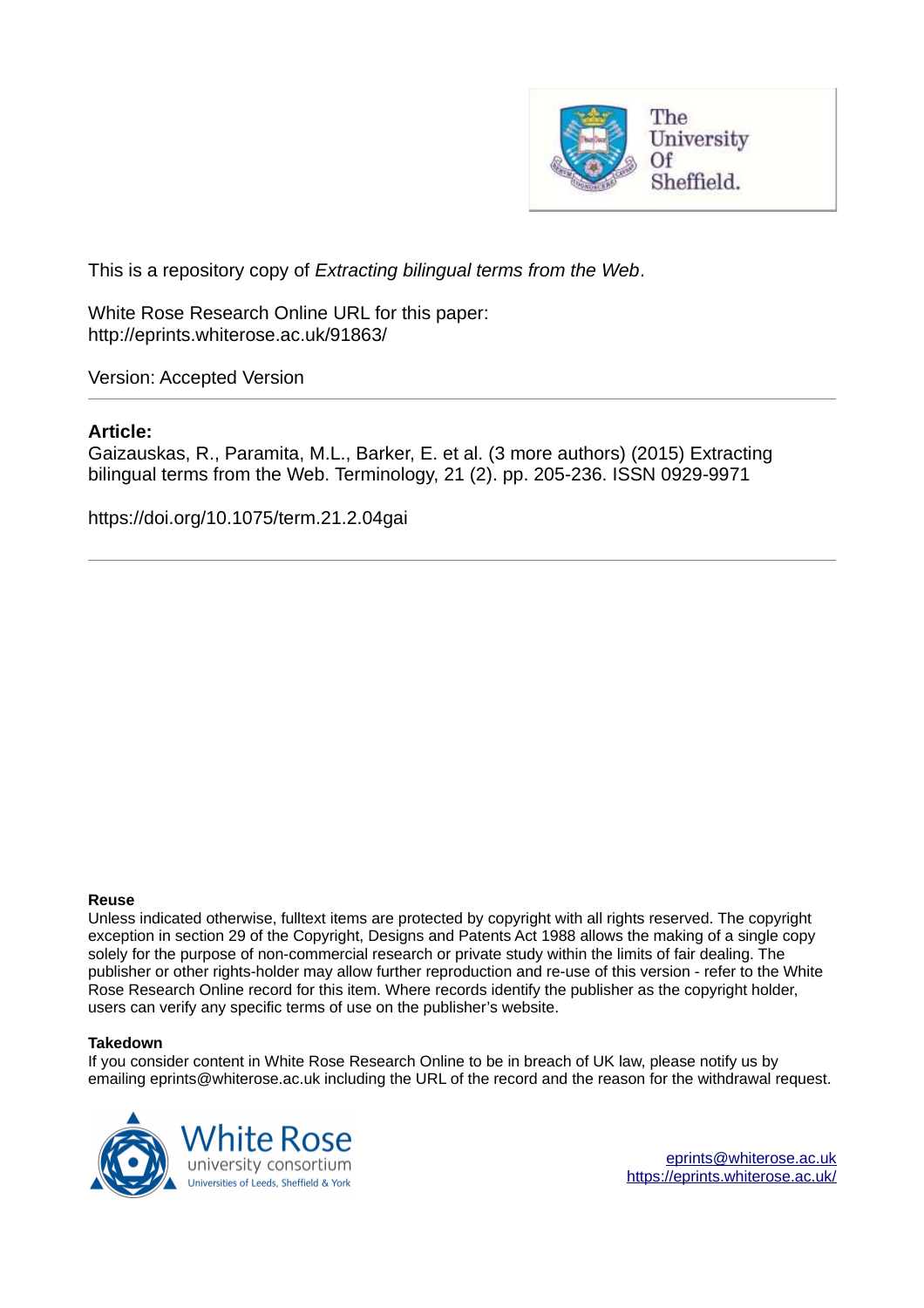This is a repository copy of *Extracting bilingual terms from the Web*.

White Rose Research Online URL for this paper:
http://eprints.whiterose.ac.uk/91863/

Version: Accepted Version

**Article:**

Gaizauskas, R., Paramita, M.L., Barker, E. et al. (3 more authors) (2015) Extracting bilingual terms from the Web. Terminology, 21 (2). pp. 205-236. ISSN 0929-9971

https://doi.org/10.1075/term.21.2.04gai

**Reuse**

Unless indicated otherwise, fulltext items are protected by copyright with all rights reserved. The copyright exception in section 29 of the Copyright, Designs and Patents Act 1988 allows the making of a single copy solely for the purpose of non-commercial research or private study within the limits of fair dealing. The publisher or other rights-holder may allow further reproduction and re-use of this version - refer to the White Rose Research Online record for this item. Where records identify the publisher as the copyright holder, users can verify any specific terms of use on the publisher's website.

**Takedown**

If you consider content in White Rose Research Online to be in breach of UK law, please notify us by emailing eprints@whiterose.ac.uk including the URL of the record and the reason for the withdrawal request.

eprints@whiterose.ac.uk
https://eprints.whiterose.ac.uk/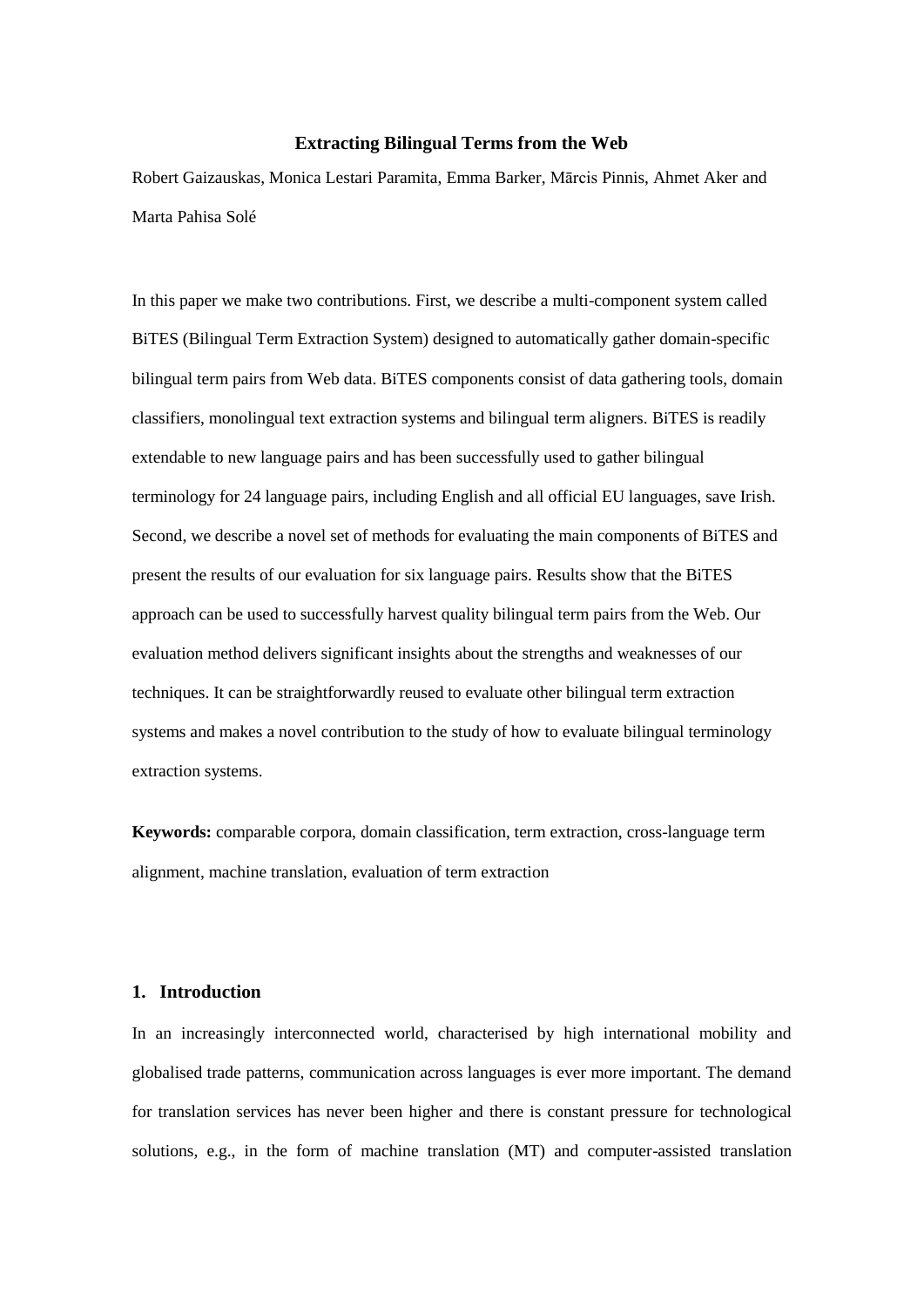### Extracting Bilingual Terms from the Web

Robert Gaizauskas, Monica Lestari Paramita, Emma Barker, Mārcis Pinnis, Ahmet Aker and Marta Pahisa Solé

In this paper we make two contributions. First, we describe a multi-component system called BiTES (Bilingual Term Extraction System) designed to automatically gather domain-specific bilingual term pairs from Web data. BiTES components consist of data gathering tools, domain classifiers, monolingual text extraction systems and bilingual term aligners. BiTES is readily extendable to new language pairs and has been successfully used to gather bilingual terminology for 24 language pairs, including English and all official EU languages, save Irish. Second, we describe a novel set of methods for evaluating the main components of BiTES and present the results of our evaluation for six language pairs. Results show that the BiTES approach can be used to successfully harvest quality bilingual term pairs from the Web. Our evaluation method delivers significant insights about the strengths and weaknesses of our techniques. It can be straightforwardly reused to evaluate other bilingual term extraction systems and makes a novel contribution to the study of how to evaluate bilingual terminology extraction systems.

**Keywords:** comparable corpora, domain classification, term extraction, cross-language term alignment, machine translation, evaluation of term extraction

## 1. Introduction

In an increasingly interconnected world, characterised by high international mobility and globalised trade patterns, communication across languages is ever more important. The demand for translation services has never been higher and there is constant pressure for technological solutions, e.g., in the form of machine translation (MT) and computer-assisted translation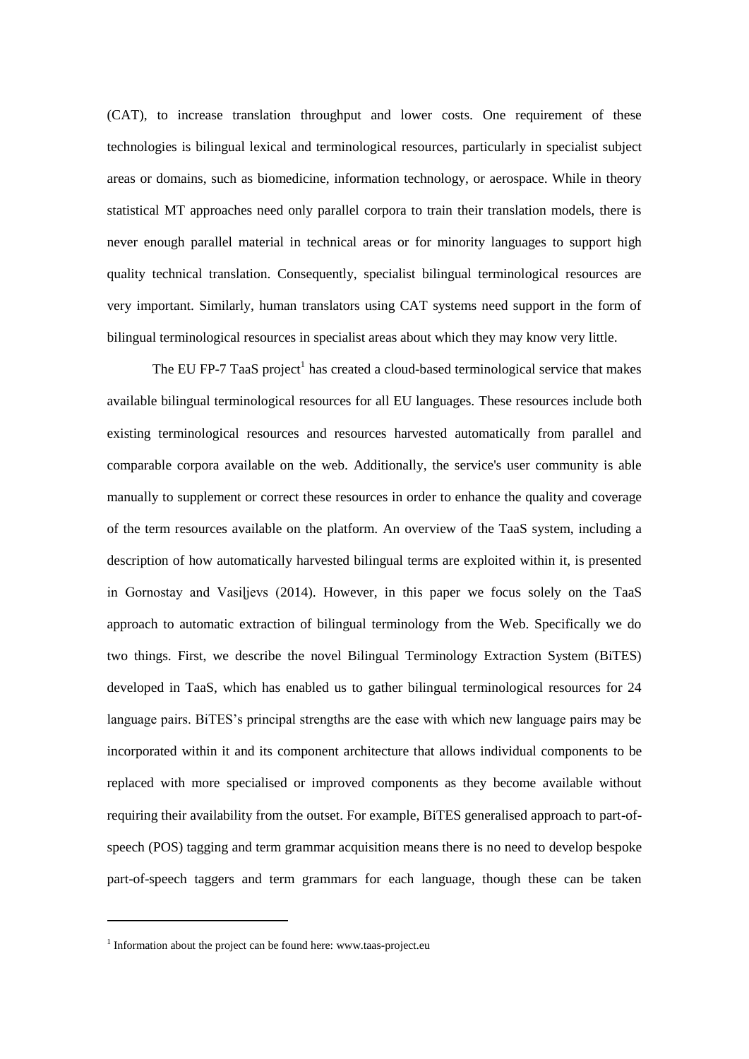(CAT), to increase translation throughput and lower costs. One requirement of these technologies is bilingual lexical and terminological resources, particularly in specialist subject areas or domains, such as biomedicine, information technology, or aerospace. While in theory statistical MT approaches need only parallel corpora to train their translation models, there is never enough parallel material in technical areas or for minority languages to support high quality technical translation. Consequently, specialist bilingual terminological resources are very important. Similarly, human translators using CAT systems need support in the form of bilingual terminological resources in specialist areas about which they may know very little.

The EU FP-7 TaaS project[1] has created a cloud-based terminological service that makes available bilingual terminological resources for all EU languages. These resources include both existing terminological resources and resources harvested automatically from parallel and comparable corpora available on the web. Additionally, the service's user community is able manually to supplement or correct these resources in order to enhance the quality and coverage of the term resources available on the platform. An overview of the TaaS system, including a description of how automatically harvested bilingual terms are exploited within it, is presented in Gornostay and Vasiļjevs (2014). However, in this paper we focus solely on the TaaS approach to automatic extraction of bilingual terminology from the Web. Specifically we do two things. First, we describe the novel Bilingual Terminology Extraction System (BiTES) developed in TaaS, which has enabled us to gather bilingual terminological resources for 24 language pairs. BiTES's principal strengths are the ease with which new language pairs may be incorporated within it and its component architecture that allows individual components to be replaced with more specialised or improved components as they become available without requiring their availability from the outset. For example, BiTES generalised approach to part-of-speech (POS) tagging and term grammar acquisition means there is no need to develop bespoke part-of-speech taggers and term grammars for each language, though these can be taken

[1] Information about the project can be found here: www.taas-project.eu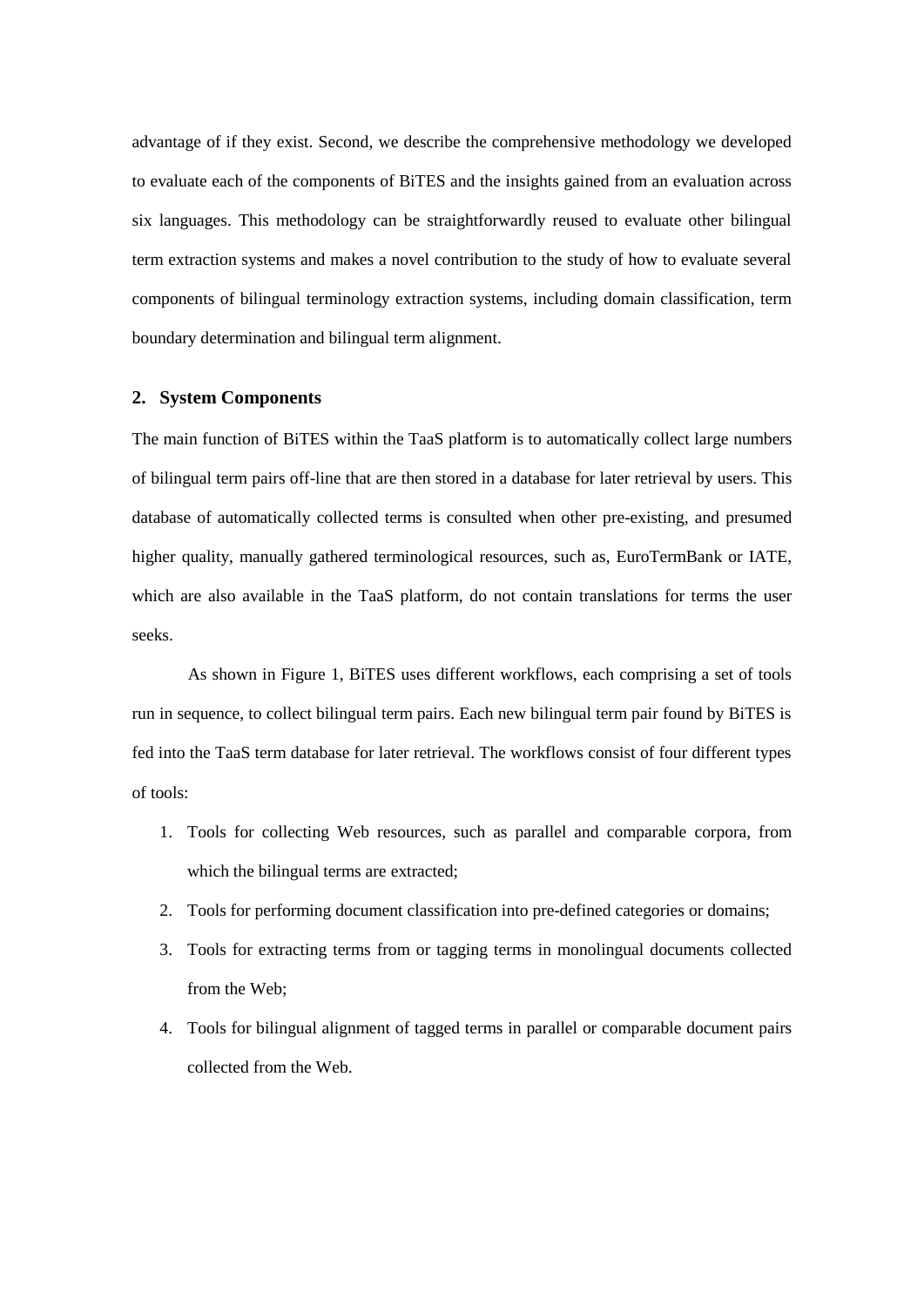advantage of if they exist. Second, we describe the comprehensive methodology we developed to evaluate each of the components of BiTES and the insights gained from an evaluation across six languages. This methodology can be straightforwardly reused to evaluate other bilingual term extraction systems and makes a novel contribution to the study of how to evaluate several components of bilingual terminology extraction systems, including domain classification, term boundary determination and bilingual term alignment.

## 2. System Components

The main function of BiTES within the TaaS platform is to automatically collect large numbers of bilingual term pairs off-line that are then stored in a database for later retrieval by users. This database of automatically collected terms is consulted when other pre-existing, and presumed higher quality, manually gathered terminological resources, such as, EuroTermBank or IATE, which are also available in the TaaS platform, do not contain translations for terms the user seeks.

As shown in Figure 1, BiTES uses different workflows, each comprising a set of tools run in sequence, to collect bilingual term pairs. Each new bilingual term pair found by BiTES is fed into the TaaS term database for later retrieval. The workflows consist of four different types of tools:

1. Tools for collecting Web resources, such as parallel and comparable corpora, from which the bilingual terms are extracted;
2. Tools for performing document classification into pre-defined categories or domains;
3. Tools for extracting terms from or tagging terms in monolingual documents collected from the Web;
4. Tools for bilingual alignment of tagged terms in parallel or comparable document pairs collected from the Web.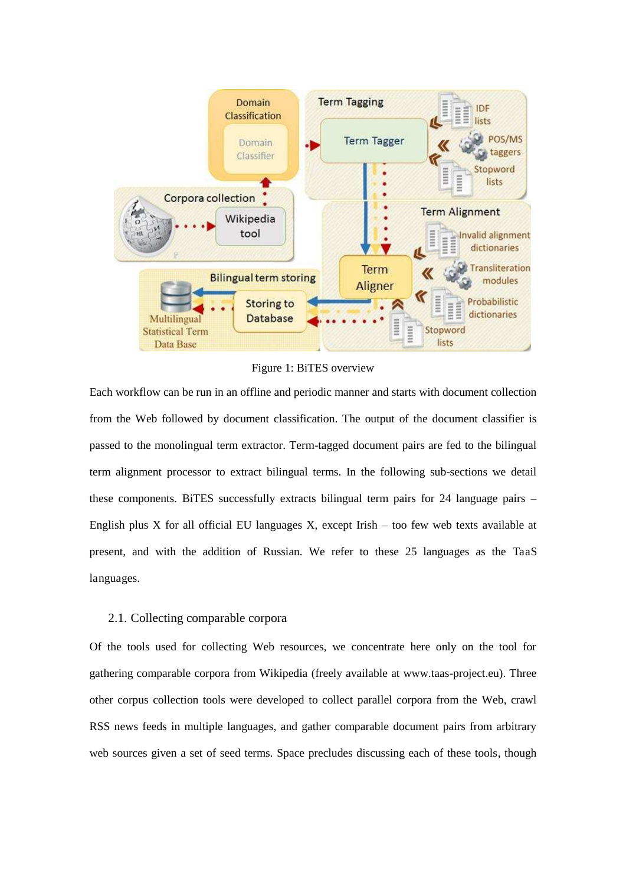Figure 1: BiTES overview

Each workflow can be run in an offline and periodic manner and starts with document collection from the Web followed by document classification. The output of the document classifier is passed to the monolingual term extractor. Term-tagged document pairs are fed to the bilingual term alignment processor to extract bilingual terms. In the following sub-sections we detail these components. BiTES successfully extracts bilingual term pairs for 24 language pairs – English plus X for all official EU languages X, except Irish – too few web texts available at present, and with the addition of Russian. We refer to these 25 languages as the TaaS languages.

### 2.1. Collecting comparable corpora

Of the tools used for collecting Web resources, we concentrate here only on the tool for gathering comparable corpora from Wikipedia (freely available at www.taas-project.eu). Three other corpus collection tools were developed to collect parallel corpora from the Web, crawl RSS news feeds in multiple languages, and gather comparable document pairs from arbitrary web sources given a set of seed terms. Space precludes discussing each of these tools, though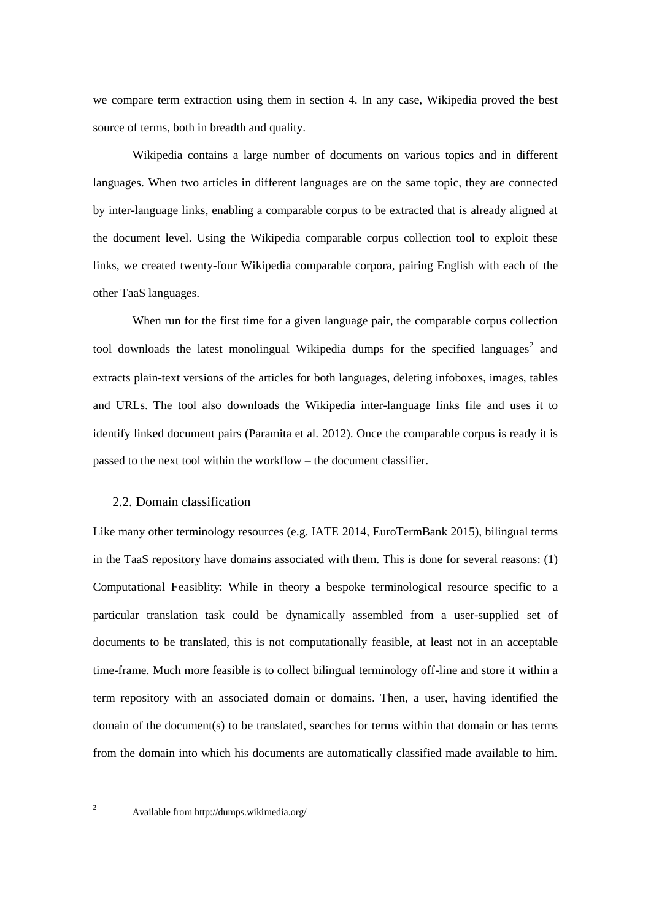we compare term extraction using them in section 4. In any case, Wikipedia proved the best source of terms, both in breadth and quality.

Wikipedia contains a large number of documents on various topics and in different languages. When two articles in different languages are on the same topic, they are connected by inter-language links, enabling a comparable corpus to be extracted that is already aligned at the document level. Using the Wikipedia comparable corpus collection tool to exploit these links, we created twenty-four Wikipedia comparable corpora, pairing English with each of the other TaaS languages.

When run for the first time for a given language pair, the comparable corpus collection tool downloads the latest monolingual Wikipedia dumps for the specified languages[2] and extracts plain-text versions of the articles for both languages, deleting infoboxes, images, tables and URLs. The tool also downloads the Wikipedia inter-language links file and uses it to identify linked document pairs (Paramita et al. 2012). Once the comparable corpus is ready it is passed to the next tool within the workflow – the document classifier.

## 2.2. Domain classification

Like many other terminology resources (e.g. IATE 2014, EuroTermBank 2015), bilingual terms in the TaaS repository have domains associated with them. This is done for several reasons: (1) Computational Feasiblity: While in theory a bespoke terminological resource specific to a particular translation task could be dynamically assembled from a user-supplied set of documents to be translated, this is not computationally feasible, at least not in an acceptable time-frame. Much more feasible is to collect bilingual terminology off-line and store it within a term repository with an associated domain or domains. Then, a user, having identified the domain of the document(s) to be translated, searches for terms within that domain or has terms from the domain into which his documents are automatically classified made available to him.

[2] Available from http://dumps.wikimedia.org/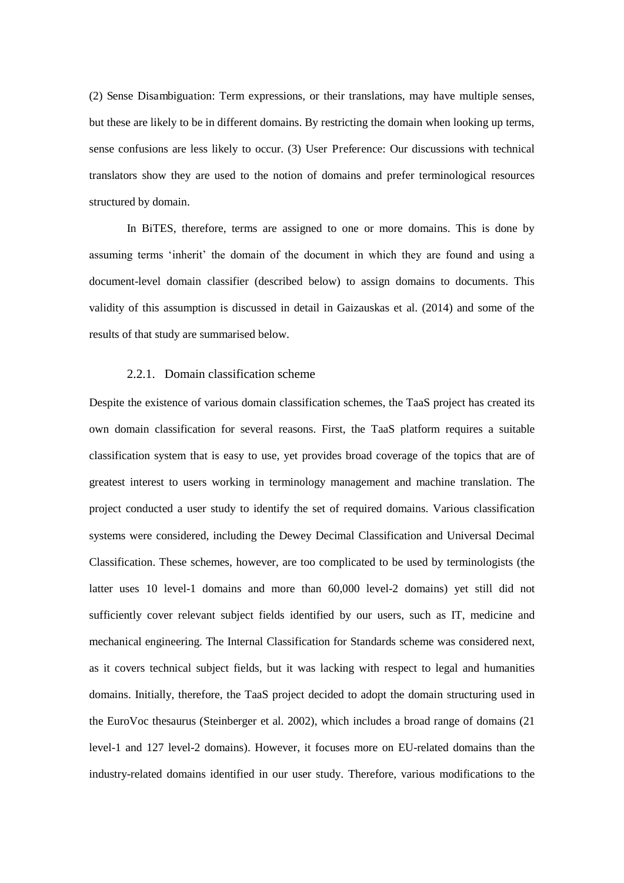(2) Sense Disambiguation: Term expressions, or their translations, may have multiple senses, but these are likely to be in different domains. By restricting the domain when looking up terms, sense confusions are less likely to occur. (3) User Preference: Our discussions with technical translators show they are used to the notion of domains and prefer terminological resources structured by domain.

In BiTES, therefore, terms are assigned to one or more domains. This is done by assuming terms 'inherit' the domain of the document in which they are found and using a document-level domain classifier (described below) to assign domains to documents. This validity of this assumption is discussed in detail in Gaizauskas et al. (2014) and some of the results of that study are summarised below.

### 2.2.1. Domain classification scheme

Despite the existence of various domain classification schemes, the TaaS project has created its own domain classification for several reasons. First, the TaaS platform requires a suitable classification system that is easy to use, yet provides broad coverage of the topics that are of greatest interest to users working in terminology management and machine translation. The project conducted a user study to identify the set of required domains. Various classification systems were considered, including the Dewey Decimal Classification and Universal Decimal Classification. These schemes, however, are too complicated to be used by terminologists (the latter uses 10 level-1 domains and more than 60,000 level-2 domains) yet still did not sufficiently cover relevant subject fields identified by our users, such as IT, medicine and mechanical engineering. The Internal Classification for Standards scheme was considered next, as it covers technical subject fields, but it was lacking with respect to legal and humanities domains. Initially, therefore, the TaaS project decided to adopt the domain structuring used in the EuroVoc thesaurus (Steinberger et al. 2002), which includes a broad range of domains (21 level-1 and 127 level-2 domains). However, it focuses more on EU-related domains than the industry-related domains identified in our user study. Therefore, various modifications to the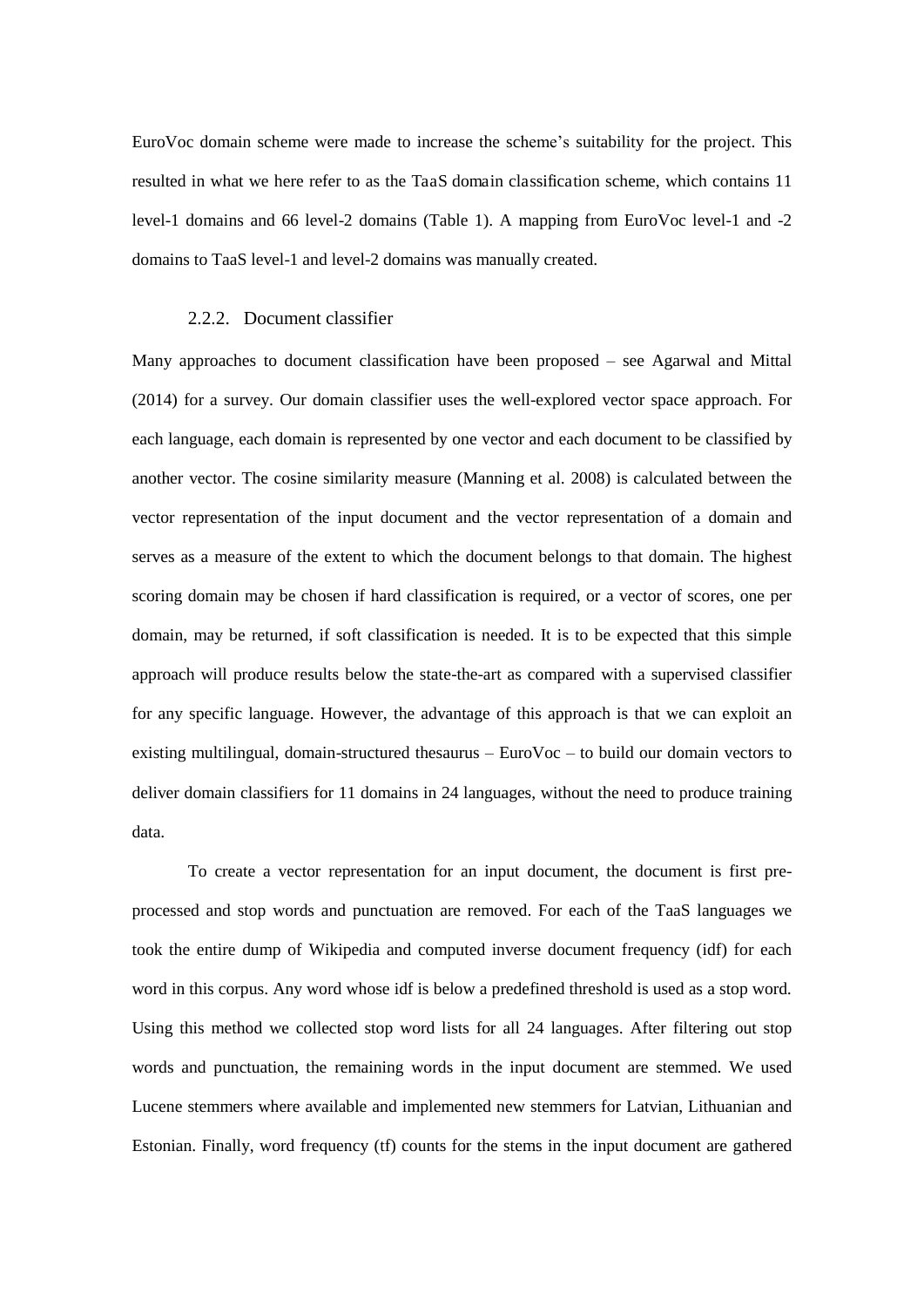EuroVoc domain scheme were made to increase the scheme's suitability for the project. This resulted in what we here refer to as the TaaS domain classification scheme, which contains 11 level-1 domains and 66 level-2 domains (Table 1). A mapping from EuroVoc level-1 and -2 domains to TaaS level-1 and level-2 domains was manually created.

#### 2.2.2. Document classifier

Many approaches to document classification have been proposed – see Agarwal and Mittal (2014) for a survey. Our domain classifier uses the well-explored vector space approach. For each language, each domain is represented by one vector and each document to be classified by another vector. The cosine similarity measure (Manning et al. 2008) is calculated between the vector representation of the input document and the vector representation of a domain and serves as a measure of the extent to which the document belongs to that domain. The highest scoring domain may be chosen if hard classification is required, or a vector of scores, one per domain, may be returned, if soft classification is needed. It is to be expected that this simple approach will produce results below the state-the-art as compared with a supervised classifier for any specific language. However, the advantage of this approach is that we can exploit an existing multilingual, domain-structured thesaurus – EuroVoc – to build our domain vectors to deliver domain classifiers for 11 domains in 24 languages, without the need to produce training data.

To create a vector representation for an input document, the document is first pre-processed and stop words and punctuation are removed. For each of the TaaS languages we took the entire dump of Wikipedia and computed inverse document frequency (idf) for each word in this corpus. Any word whose idf is below a predefined threshold is used as a stop word. Using this method we collected stop word lists for all 24 languages. After filtering out stop words and punctuation, the remaining words in the input document are stemmed. We used Lucene stemmers where available and implemented new stemmers for Latvian, Lithuanian and Estonian. Finally, word frequency (tf) counts for the stems in the input document are gathered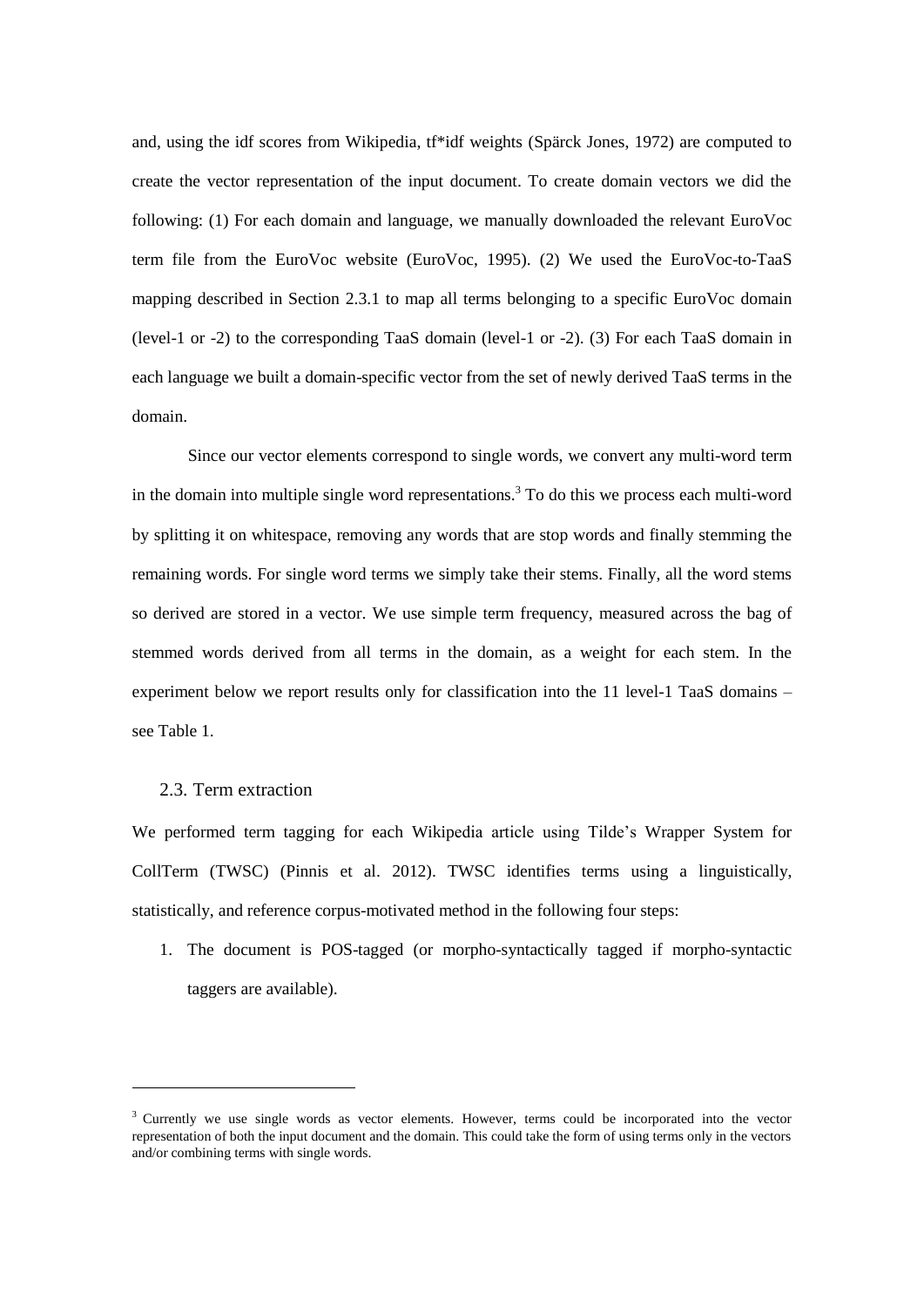and, using the idf scores from Wikipedia, tf*idf weights (Spärck Jones, 1972) are computed to create the vector representation of the input document. To create domain vectors we did the following: (1) For each domain and language, we manually downloaded the relevant EuroVoc term file from the EuroVoc website (EuroVoc, 1995). (2) We used the EuroVoc-to-TaaS mapping described in Section 2.3.1 to map all terms belonging to a specific EuroVoc domain (level-1 or -2) to the corresponding TaaS domain (level-1 or -2). (3) For each TaaS domain in each language we built a domain-specific vector from the set of newly derived TaaS terms in the domain.

Since our vector elements correspond to single words, we convert any multi-word term in the domain into multiple single word representations.[3] To do this we process each multi-word by splitting it on whitespace, removing any words that are stop words and finally stemming the remaining words. For single word terms we simply take their stems. Finally, all the word stems so derived are stored in a vector. We use simple term frequency, measured across the bag of stemmed words derived from all terms in the domain, as a weight for each stem. In the experiment below we report results only for classification into the 11 level-1 TaaS domains – see Table 1.

## 2.3. Term extraction

We performed term tagging for each Wikipedia article using Tilde's Wrapper System for CollTerm (TWSC) (Pinnis et al. 2012). TWSC identifies terms using a linguistically, statistically, and reference corpus-motivated method in the following four steps:

1. The document is POS-tagged (or morpho-syntactically tagged if morpho-syntactic taggers are available).

---

[3] Currently we use single words as vector elements. However, terms could be incorporated into the vector representation of both the input document and the domain. This could take the form of using terms only in the vectors and/or combining terms with single words.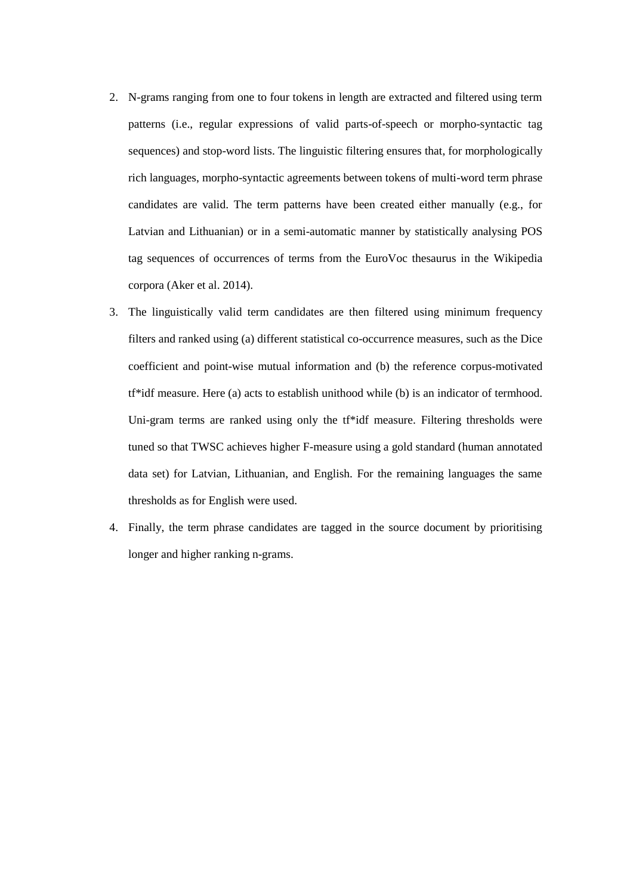2. N-grams ranging from one to four tokens in length are extracted and filtered using term patterns (i.e., regular expressions of valid parts-of-speech or morpho-syntactic tag sequences) and stop-word lists. The linguistic filtering ensures that, for morphologically rich languages, morpho-syntactic agreements between tokens of multi-word term phrase candidates are valid. The term patterns have been created either manually (e.g., for Latvian and Lithuanian) or in a semi-automatic manner by statistically analysing POS tag sequences of occurrences of terms from the EuroVoc thesaurus in the Wikipedia corpora (Aker et al. 2014).
3. The linguistically valid term candidates are then filtered using minimum frequency filters and ranked using (a) different statistical co-occurrence measures, such as the Dice coefficient and point-wise mutual information and (b) the reference corpus-motivated tf*idf measure. Here (a) acts to establish unithood while (b) is an indicator of termhood. Uni-gram terms are ranked using only the tf*idf measure. Filtering thresholds were tuned so that TWSC achieves higher F-measure using a gold standard (human annotated data set) for Latvian, Lithuanian, and English. For the remaining languages the same thresholds as for English were used.
4. Finally, the term phrase candidates are tagged in the source document by prioritising longer and higher ranking n-grams.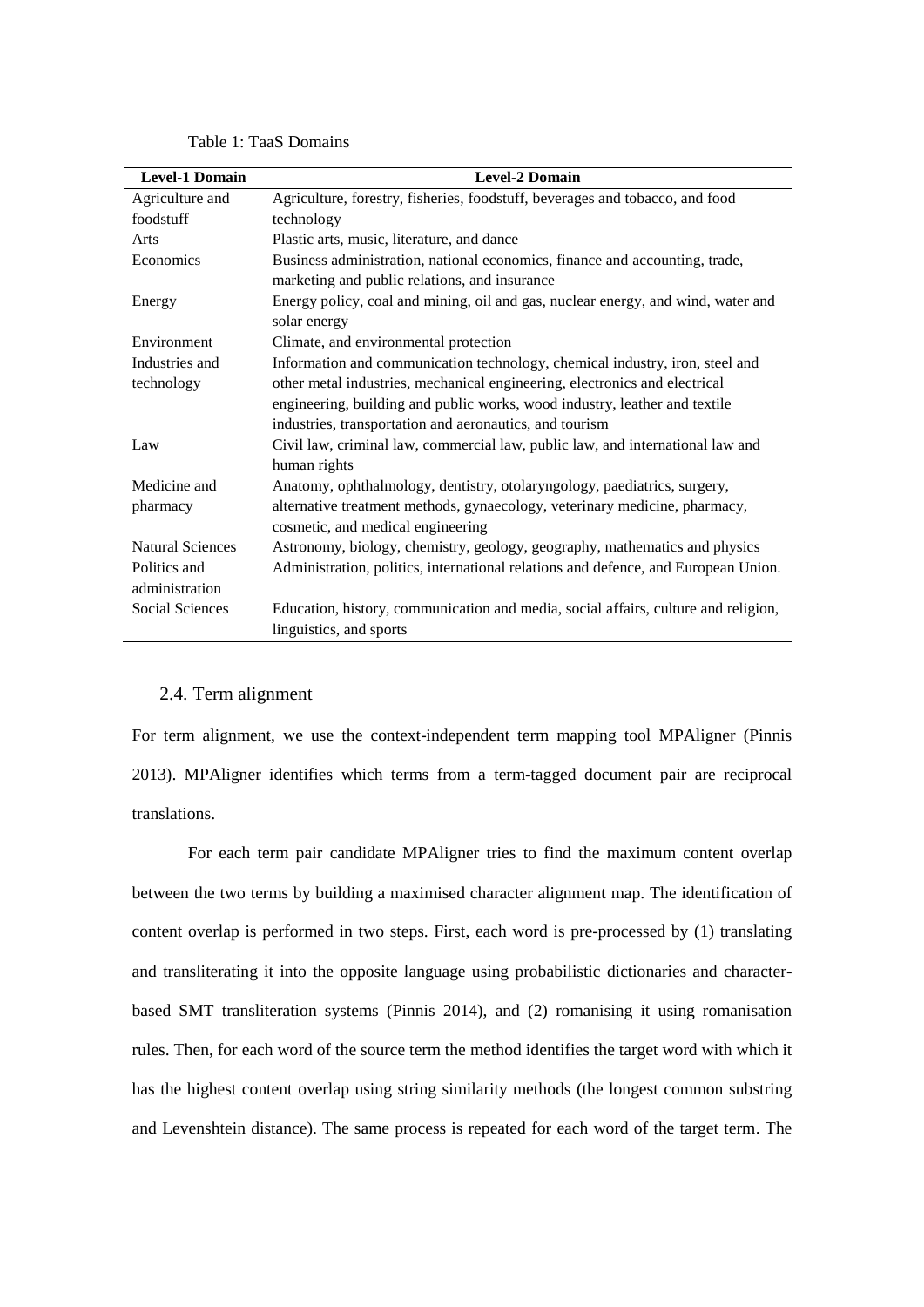Table 1: TaaS Domains

| Level-1 Domain | Level-2 Domain |
|---|---|
| Agriculture and foodstuff | Agriculture, forestry, fisheries, foodstuff, beverages and tobacco, and food technology |
| Arts | Plastic arts, music, literature, and dance |
| Economics | Business administration, national economics, finance and accounting, trade, marketing and public relations, and insurance |
| Energy | Energy policy, coal and mining, oil and gas, nuclear energy, and wind, water and solar energy |
| Environment | Climate, and environmental protection |
| Industries and technology | Information and communication technology, chemical industry, iron, steel and other metal industries, mechanical engineering, electronics and electrical engineering, building and public works, wood industry, leather and textile industries, transportation and aeronautics, and tourism |
| Law | Civil law, criminal law, commercial law, public law, and international law and human rights |
| Medicine and pharmacy | Anatomy, ophthalmology, dentistry, otolaryngology, paediatrics, surgery, alternative treatment methods, gynaecology, veterinary medicine, pharmacy, cosmetic, and medical engineering |
| Natural Sciences | Astronomy, biology, chemistry, geology, geography, mathematics and physics |
| Politics and administration | Administration, politics, international relations and defence, and European Union. |
| Social Sciences | Education, history, communication and media, social affairs, culture and religion, linguistics, and sports |

### 2.4. Term alignment

For term alignment, we use the context-independent term mapping tool MPAligner (Pinnis 2013). MPAligner identifies which terms from a term-tagged document pair are reciprocal translations.

For each term pair candidate MPAligner tries to find the maximum content overlap between the two terms by building a maximised character alignment map. The identification of content overlap is performed in two steps. First, each word is pre-processed by (1) translating and transliterating it into the opposite language using probabilistic dictionaries and character-based SMT transliteration systems (Pinnis 2014), and (2) romanising it using romanisation rules. Then, for each word of the source term the method identifies the target word with which it has the highest content overlap using string similarity methods (the longest common substring and Levenshtein distance). The same process is repeated for each word of the target term. The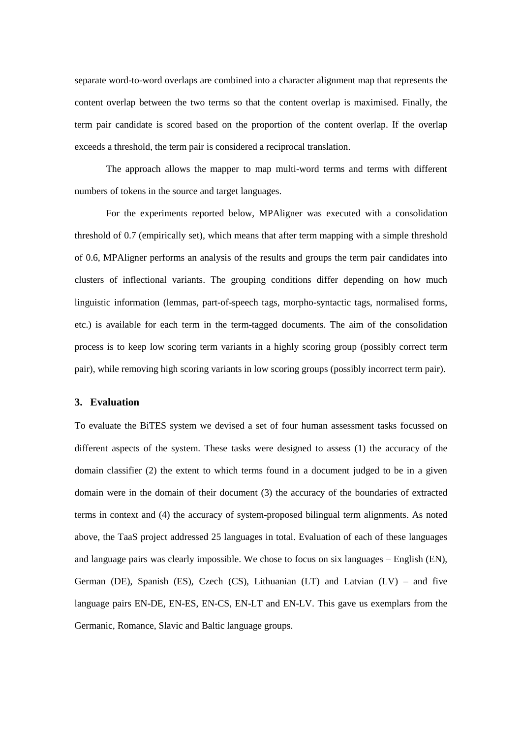separate word-to-word overlaps are combined into a character alignment map that represents the content overlap between the two terms so that the content overlap is maximised. Finally, the term pair candidate is scored based on the proportion of the content overlap. If the overlap exceeds a threshold, the term pair is considered a reciprocal translation.

The approach allows the mapper to map multi-word terms and terms with different numbers of tokens in the source and target languages.

For the experiments reported below, MPAligner was executed with a consolidation threshold of 0.7 (empirically set), which means that after term mapping with a simple threshold of 0.6, MPAligner performs an analysis of the results and groups the term pair candidates into clusters of inflectional variants. The grouping conditions differ depending on how much linguistic information (lemmas, part-of-speech tags, morpho-syntactic tags, normalised forms, etc.) is available for each term in the term-tagged documents. The aim of the consolidation process is to keep low scoring term variants in a highly scoring group (possibly correct term pair), while removing high scoring variants in low scoring groups (possibly incorrect term pair).

## 3. Evaluation

To evaluate the BiTES system we devised a set of four human assessment tasks focussed on different aspects of the system. These tasks were designed to assess (1) the accuracy of the domain classifier (2) the extent to which terms found in a document judged to be in a given domain were in the domain of their document (3) the accuracy of the boundaries of extracted terms in context and (4) the accuracy of system-proposed bilingual term alignments. As noted above, the TaaS project addressed 25 languages in total. Evaluation of each of these languages and language pairs was clearly impossible. We chose to focus on six languages – English (EN), German (DE), Spanish (ES), Czech (CS), Lithuanian (LT) and Latvian (LV) – and five language pairs EN-DE, EN-ES, EN-CS, EN-LT and EN-LV. This gave us exemplars from the Germanic, Romance, Slavic and Baltic language groups.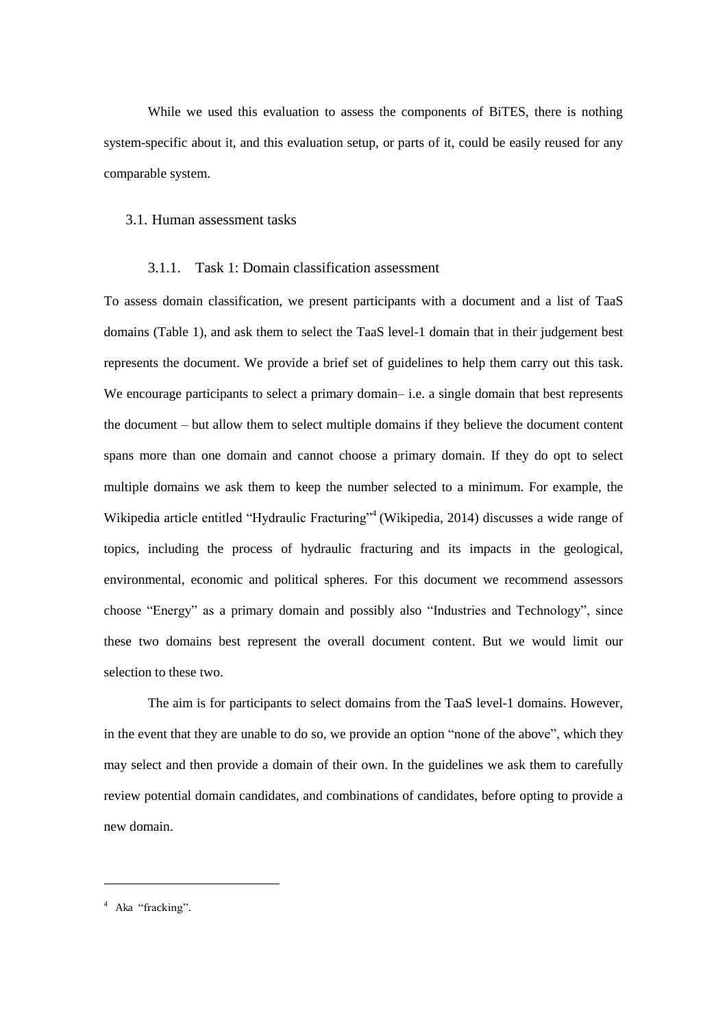While we used this evaluation to assess the components of BiTES, there is nothing system-specific about it, and this evaluation setup, or parts of it, could be easily reused for any comparable system.

## 3.1. Human assessment tasks

### 3.1.1. Task 1: Domain classification assessment

To assess domain classification, we present participants with a document and a list of TaaS domains (Table 1), and ask them to select the TaaS level-1 domain that in their judgement best represents the document. We provide a brief set of guidelines to help them carry out this task. We encourage participants to select a primary domain– i.e. a single domain that best represents the document – but allow them to select multiple domains if they believe the document content spans more than one domain and cannot choose a primary domain. If they do opt to select multiple domains we ask them to keep the number selected to a minimum. For example, the Wikipedia article entitled "Hydraulic Fracturing"[4] (Wikipedia, 2014) discusses a wide range of topics, including the process of hydraulic fracturing and its impacts in the geological, environmental, economic and political spheres. For this document we recommend assessors choose "Energy" as a primary domain and possibly also "Industries and Technology", since these two domains best represent the overall document content. But we would limit our selection to these two.

The aim is for participants to select domains from the TaaS level-1 domains. However, in the event that they are unable to do so, we provide an option "none of the above", which they may select and then provide a domain of their own. In the guidelines we ask them to carefully review potential domain candidates, and combinations of candidates, before opting to provide a new domain.

---

[4] Aka "fracking".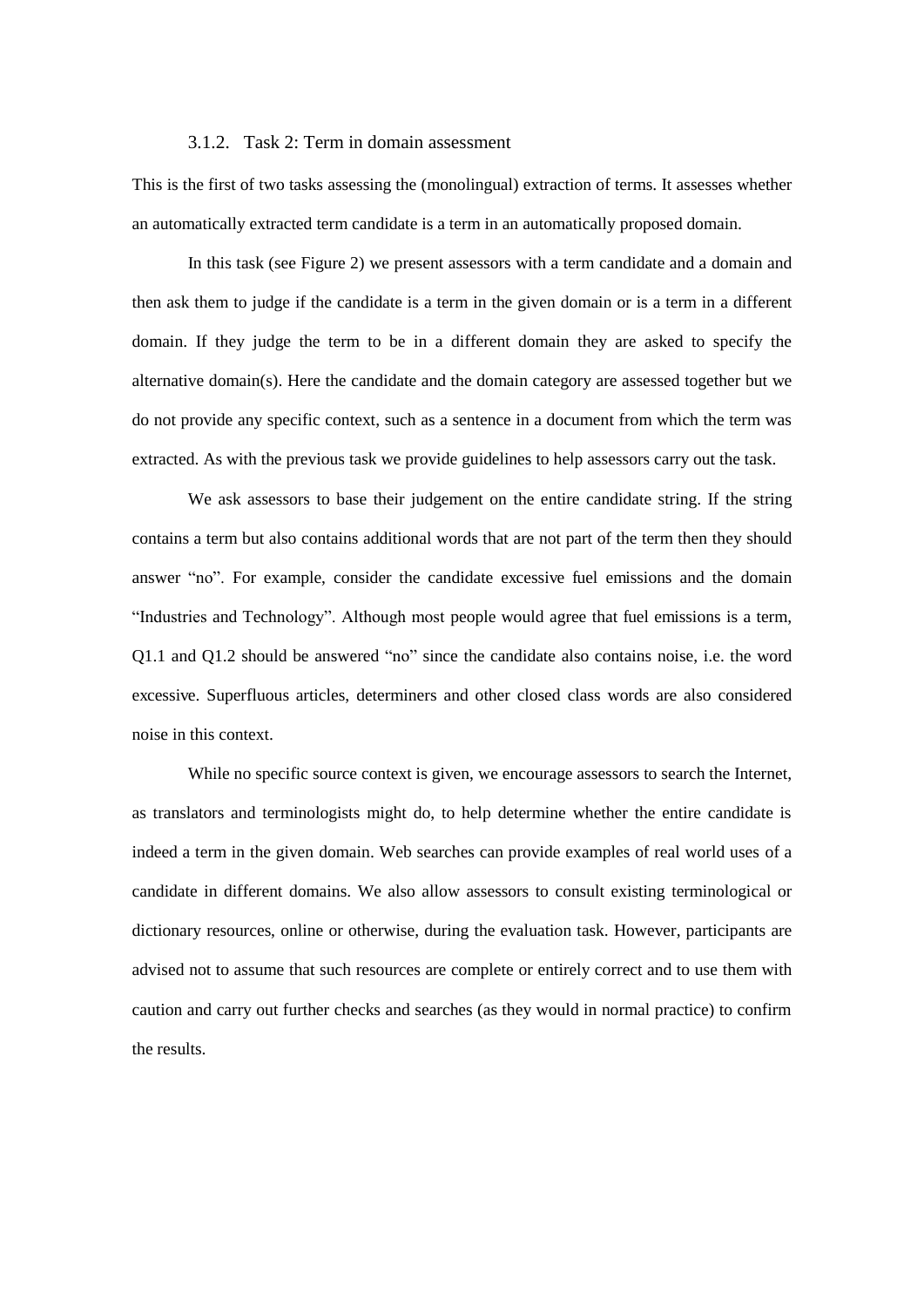### 3.1.2. Task 2: Term in domain assessment

This is the first of two tasks assessing the (monolingual) extraction of terms. It assesses whether an automatically extracted term candidate is a term in an automatically proposed domain.

In this task (see Figure 2) we present assessors with a term candidate and a domain and then ask them to judge if the candidate is a term in the given domain or is a term in a different domain. If they judge the term to be in a different domain they are asked to specify the alternative domain(s). Here the candidate and the domain category are assessed together but we do not provide any specific context, such as a sentence in a document from which the term was extracted. As with the previous task we provide guidelines to help assessors carry out the task.

We ask assessors to base their judgement on the entire candidate string. If the string contains a term but also contains additional words that are not part of the term then they should answer "no". For example, consider the candidate excessive fuel emissions and the domain "Industries and Technology". Although most people would agree that fuel emissions is a term, Q1.1 and Q1.2 should be answered "no" since the candidate also contains noise, i.e. the word excessive. Superfluous articles, determiners and other closed class words are also considered noise in this context.

While no specific source context is given, we encourage assessors to search the Internet, as translators and terminologists might do, to help determine whether the entire candidate is indeed a term in the given domain. Web searches can provide examples of real world uses of a candidate in different domains. We also allow assessors to consult existing terminological or dictionary resources, online or otherwise, during the evaluation task. However, participants are advised not to assume that such resources are complete or entirely correct and to use them with caution and carry out further checks and searches (as they would in normal practice) to confirm the results.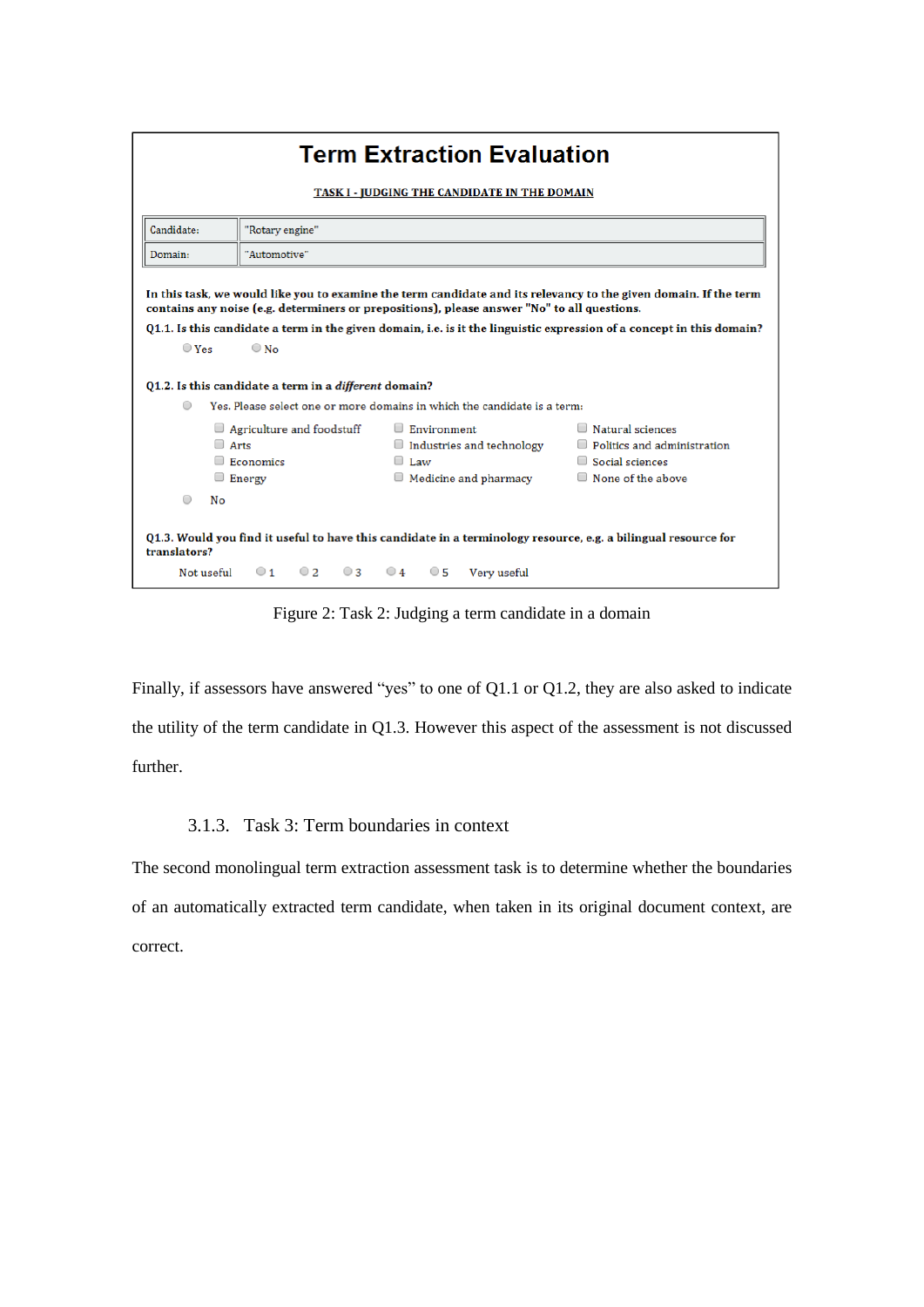**Term Extraction Evaluation**

TASK I - JUDGING THE CANDIDATE IN THE DOMAIN

| Candidate: | "Rotary engine" |
| --- | --- |
| Domain: | "Automotive" |

**In this task, we would like you to examine the term candidate and its relevancy to the given domain. If the term contains any noise (e.g. determiners or prepositions), please answer "No" to all questions.**

**Q1.1. Is this candidate a term in the given domain, i.e. is it the linguistic expression of a concept in this domain?**

- Yes
- No

**Q1.2. Is this candidate a term in a *different* domain?**

- Yes. Please select one or more domains in which the candidate is a term:
  - Agriculture and foodstuff
  - Arts
  - Economics
  - Energy
  - Environment
  - Industries and technology
  - Law
  - Medicine and pharmacy
  - Natural sciences
  - Politics and administration
  - Social sciences
  - None of the above
- No

**Q1.3. Would you find it useful to have this candidate in a terminology resource, e.g. a bilingual resource for translators?**

Not useful 1 2 3 4 5 Very useful

Figure 2: Task 2: Judging a term candidate in a domain

Finally, if assessors have answered "yes" to one of Q1.1 or Q1.2, they are also asked to indicate the utility of the term candidate in Q1.3. However this aspect of the assessment is not discussed further.

### 3.1.3. Task 3: Term boundaries in context

The second monolingual term extraction assessment task is to determine whether the boundaries of an automatically extracted term candidate, when taken in its original document context, are correct.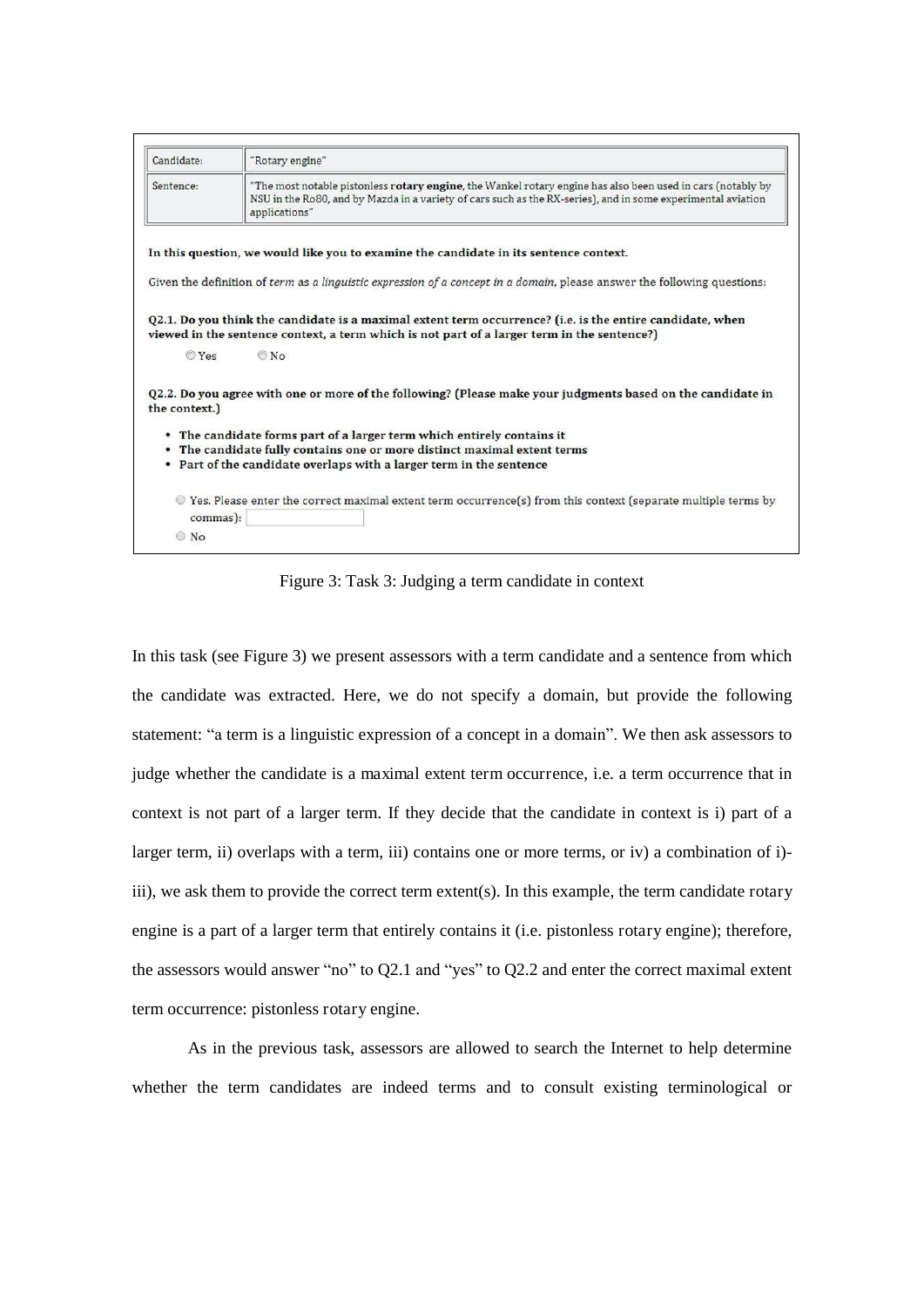| Candidate: | "Rotary engine" |
|---|---|
| Sentence: | "The most notable pistonless **rotary engine**, the Wankel rotary engine has also been used in cars (notably by NSU in the Ro80, and by Mazda in a variety of cars such as the RX-series), and in some experimental aviation applications" |

**In this question, we would like you to examine the candidate in its sentence context.**

Given the definition of *term* as *a linguistic expression of a concept in a domain*, please answer the following questions:

**Q2.1. Do you think the candidate is a maximal extent term occurrence? (i.e. is the entire candidate, when viewed in the sentence context, a term which is not part of a larger term in the sentence?)**

○ Yes ○ No

**Q2.2. Do you agree with one or more of the following? (Please make your judgments based on the candidate in the context.)**

- **The candidate forms part of a larger term which entirely contains it**
- **The candidate fully contains one or more distinct maximal extent terms**
- **Part of the candidate overlaps with a larger term in the sentence**

○ Yes. Please enter the correct maximal extent term occurrence(s) from this context (separate multiple terms by commas): [ ]

○ No

Figure 3: Task 3: Judging a term candidate in context

In this task (see Figure 3) we present assessors with a term candidate and a sentence from which the candidate was extracted. Here, we do not specify a domain, but provide the following statement: "a term is a linguistic expression of a concept in a domain". We then ask assessors to judge whether the candidate is a maximal extent term occurrence, i.e. a term occurrence that in context is not part of a larger term. If they decide that the candidate in context is i) part of a larger term, ii) overlaps with a term, iii) contains one or more terms, or iv) a combination of i)-iii), we ask them to provide the correct term extent(s). In this example, the term candidate rotary engine is a part of a larger term that entirely contains it (i.e. pistonless rotary engine); therefore, the assessors would answer "no" to Q2.1 and "yes" to Q2.2 and enter the correct maximal extent term occurrence: pistonless rotary engine.

As in the previous task, assessors are allowed to search the Internet to help determine whether the term candidates are indeed terms and to consult existing terminological or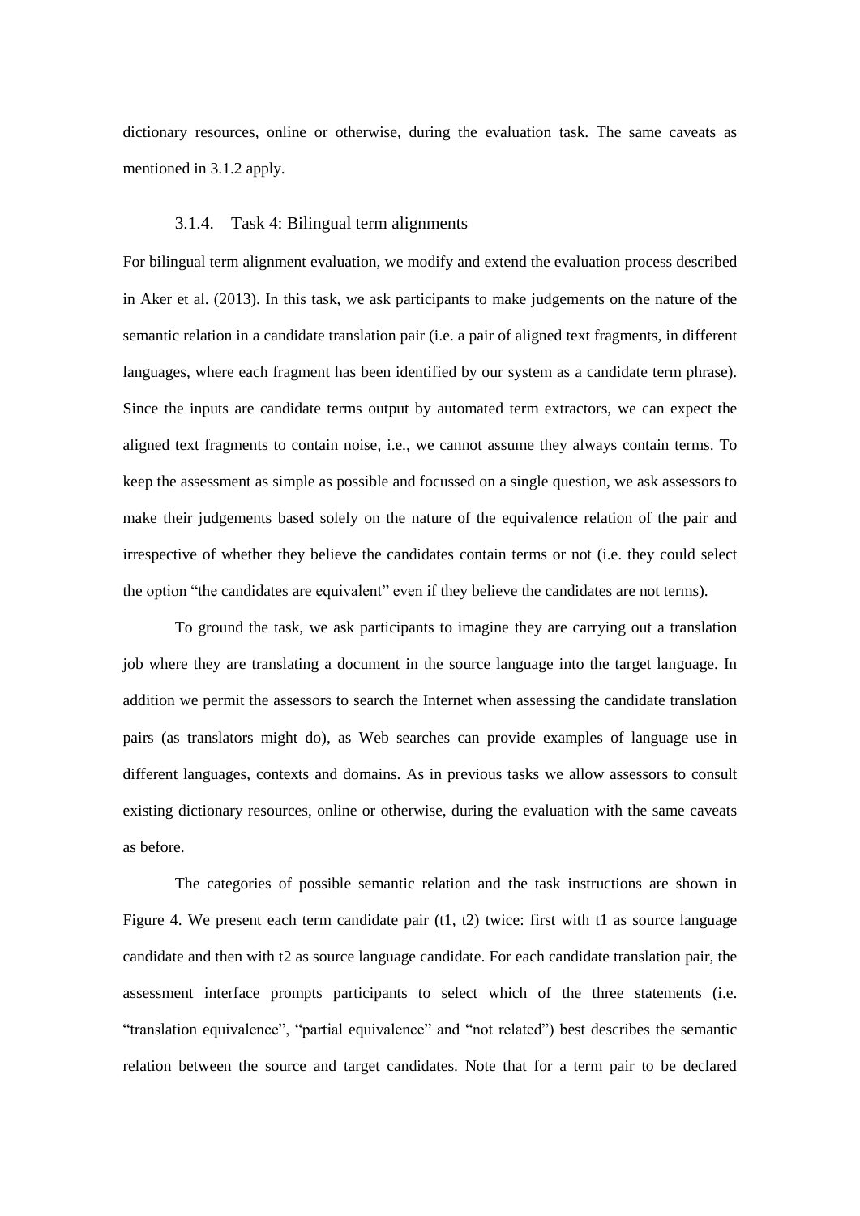dictionary resources, online or otherwise, during the evaluation task. The same caveats as mentioned in 3.1.2 apply.

### 3.1.4. Task 4: Bilingual term alignments

For bilingual term alignment evaluation, we modify and extend the evaluation process described in Aker et al. (2013). In this task, we ask participants to make judgements on the nature of the semantic relation in a candidate translation pair (i.e. a pair of aligned text fragments, in different languages, where each fragment has been identified by our system as a candidate term phrase). Since the inputs are candidate terms output by automated term extractors, we can expect the aligned text fragments to contain noise, i.e., we cannot assume they always contain terms. To keep the assessment as simple as possible and focussed on a single question, we ask assessors to make their judgements based solely on the nature of the equivalence relation of the pair and irrespective of whether they believe the candidates contain terms or not (i.e. they could select the option "the candidates are equivalent" even if they believe the candidates are not terms).

To ground the task, we ask participants to imagine they are carrying out a translation job where they are translating a document in the source language into the target language. In addition we permit the assessors to search the Internet when assessing the candidate translation pairs (as translators might do), as Web searches can provide examples of language use in different languages, contexts and domains. As in previous tasks we allow assessors to consult existing dictionary resources, online or otherwise, during the evaluation with the same caveats as before.

The categories of possible semantic relation and the task instructions are shown in Figure 4. We present each term candidate pair (t1, t2) twice: first with t1 as source language candidate and then with t2 as source language candidate. For each candidate translation pair, the assessment interface prompts participants to select which of the three statements (i.e. "translation equivalence", "partial equivalence" and "not related") best describes the semantic relation between the source and target candidates. Note that for a term pair to be declared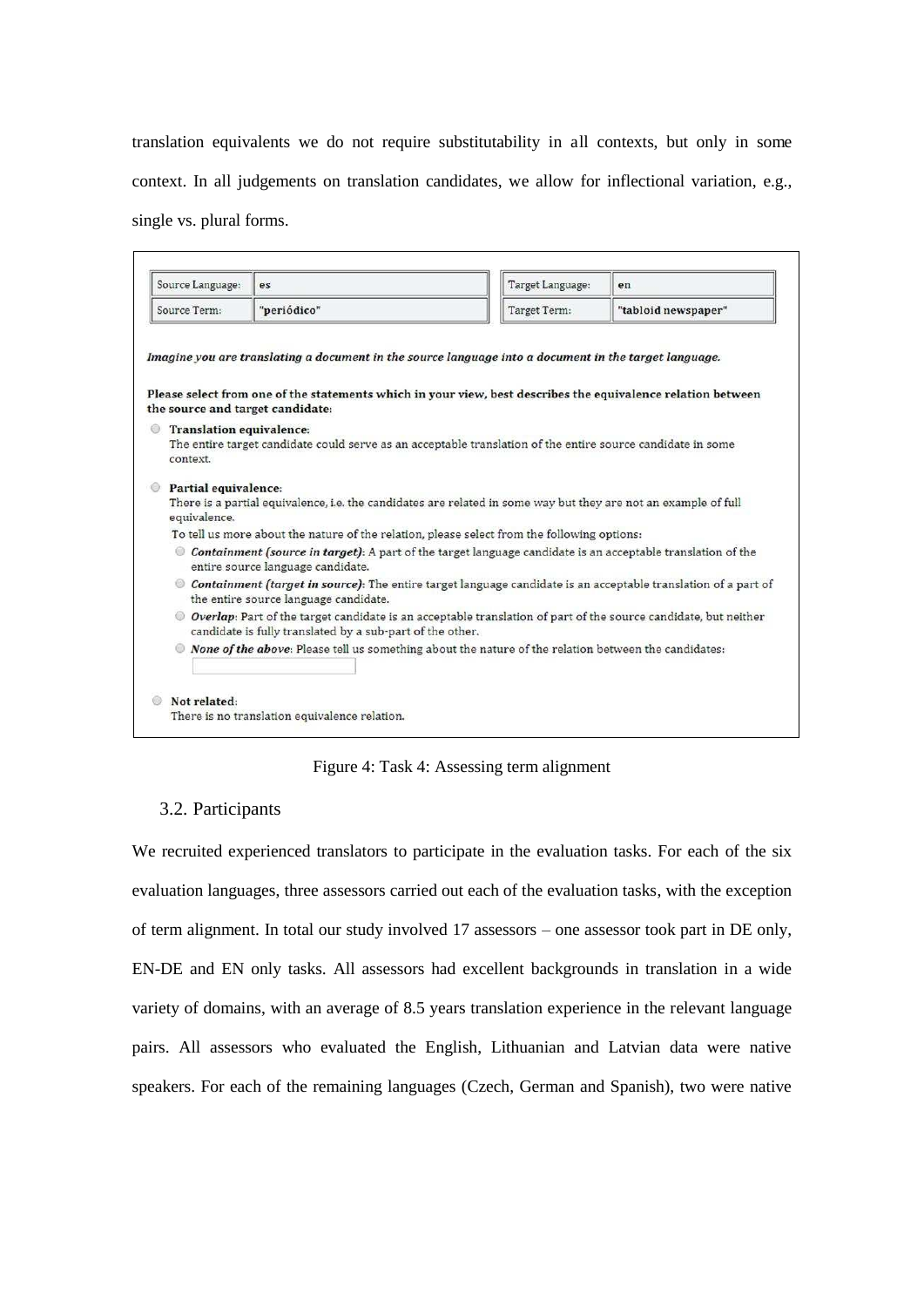translation equivalents we do not require substitutability in all contexts, but only in some context. In all judgements on translation candidates, we allow for inflectional variation, e.g., single vs. plural forms.

| Source Language: | es | Target Language: | en |
|---|---|---|---|
| Source Term: | "periódico" | Target Term: | "tabloid newspaper" |

***Imagine you are translating a document in the source language into a document in the target language.***

**Please select from one of the statements which in your view, best describes the equivalence relation between the source and target candidate:**

- **Translation equivalence:**
  The entire target candidate could serve as an acceptable translation of the entire source candidate in some context.
- **Partial equivalence:**
  There is a partial equivalence, i.e. the candidates are related in some way but they are not an example of full equivalence.
  To tell us more about the nature of the relation, please select from the following options:
  - ***Containment (source in target)***: A part of the target language candidate is an acceptable translation of the entire source language candidate.
  - ***Containment (target in source)***: The entire target language candidate is an acceptable translation of a part of the entire source language candidate.
  - ***Overlap***: Part of the target candidate is an acceptable translation of part of the source candidate, but neither candidate is fully translated by a sub-part of the other.
  - ***None of the above***: Please tell us something about the nature of the relation between the candidates:
- **Not related:**
  There is no translation equivalence relation.

Figure 4: Task 4: Assessing term alignment

### 3.2. Participants

We recruited experienced translators to participate in the evaluation tasks. For each of the six evaluation languages, three assessors carried out each of the evaluation tasks, with the exception of term alignment. In total our study involved 17 assessors – one assessor took part in DE only, EN-DE and EN only tasks. All assessors had excellent backgrounds in translation in a wide variety of domains, with an average of 8.5 years translation experience in the relevant language pairs. All assessors who evaluated the English, Lithuanian and Latvian data were native speakers. For each of the remaining languages (Czech, German and Spanish), two were native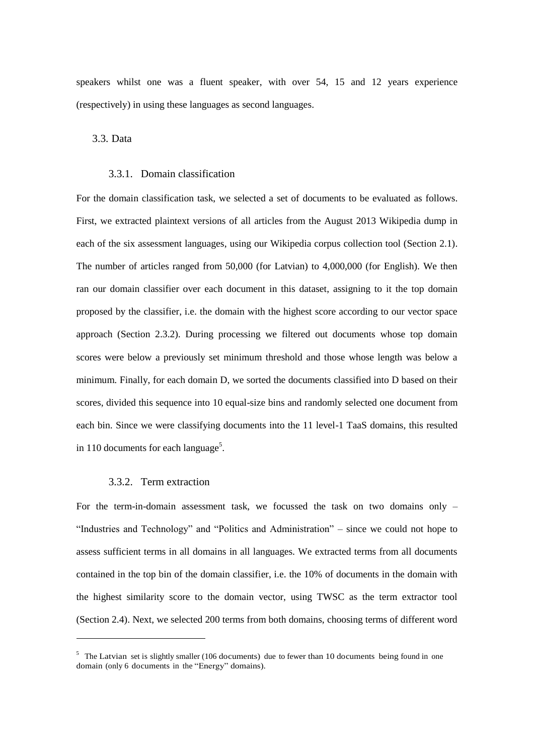speakers whilst one was a fluent speaker, with over 54, 15 and 12 years experience (respectively) in using these languages as second languages.

## 3.3. Data

### 3.3.1. Domain classification

For the domain classification task, we selected a set of documents to be evaluated as follows. First, we extracted plaintext versions of all articles from the August 2013 Wikipedia dump in each of the six assessment languages, using our Wikipedia corpus collection tool (Section 2.1). The number of articles ranged from 50,000 (for Latvian) to 4,000,000 (for English). We then ran our domain classifier over each document in this dataset, assigning to it the top domain proposed by the classifier, i.e. the domain with the highest score according to our vector space approach (Section 2.3.2). During processing we filtered out documents whose top domain scores were below a previously set minimum threshold and those whose length was below a minimum. Finally, for each domain D, we sorted the documents classified into D based on their scores, divided this sequence into 10 equal-size bins and randomly selected one document from each bin. Since we were classifying documents into the 11 level-1 TaaS domains, this resulted in 110 documents for each language[5].

### 3.3.2. Term extraction

For the term-in-domain assessment task, we focussed the task on two domains only – "Industries and Technology" and "Politics and Administration" – since we could not hope to assess sufficient terms in all domains in all languages. We extracted terms from all documents contained in the top bin of the domain classifier, i.e. the 10% of documents in the domain with the highest similarity score to the domain vector, using TWSC as the term extractor tool (Section 2.4). Next, we selected 200 terms from both domains, choosing terms of different word

---

[5] The Latvian set is slightly smaller (106 documents) due to fewer than 10 documents being found in one domain (only 6 documents in the "Energy" domains).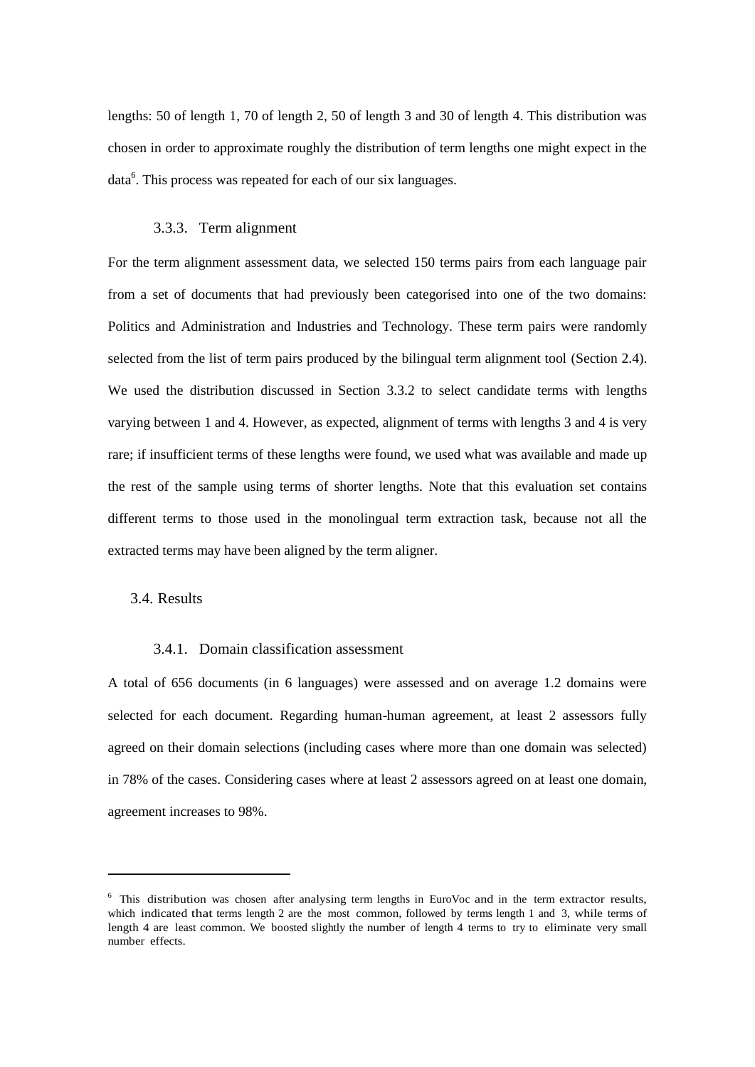lengths: 50 of length 1, 70 of length 2, 50 of length 3 and 30 of length 4. This distribution was chosen in order to approximate roughly the distribution of term lengths one might expect in the data[6]. This process was repeated for each of our six languages.

#### 3.3.3. Term alignment

For the term alignment assessment data, we selected 150 terms pairs from each language pair from a set of documents that had previously been categorised into one of the two domains: Politics and Administration and Industries and Technology. These term pairs were randomly selected from the list of term pairs produced by the bilingual term alignment tool (Section 2.4). We used the distribution discussed in Section 3.3.2 to select candidate terms with lengths varying between 1 and 4. However, as expected, alignment of terms with lengths 3 and 4 is very rare; if insufficient terms of these lengths were found, we used what was available and made up the rest of the sample using terms of shorter lengths. Note that this evaluation set contains different terms to those used in the monolingual term extraction task, because not all the extracted terms may have been aligned by the term aligner.

### 3.4. Results

#### 3.4.1. Domain classification assessment

A total of 656 documents (in 6 languages) were assessed and on average 1.2 domains were selected for each document. Regarding human-human agreement, at least 2 assessors fully agreed on their domain selections (including cases where more than one domain was selected) in 78% of the cases. Considering cases where at least 2 assessors agreed on at least one domain, agreement increases to 98%.

---

[6] This distribution was chosen after analysing term lengths in EuroVoc and in the term extractor results, which indicated that terms length 2 are the most common, followed by terms length 1 and 3, while terms of length 4 are least common. We boosted slightly the number of length 4 terms to try to eliminate very small number effects.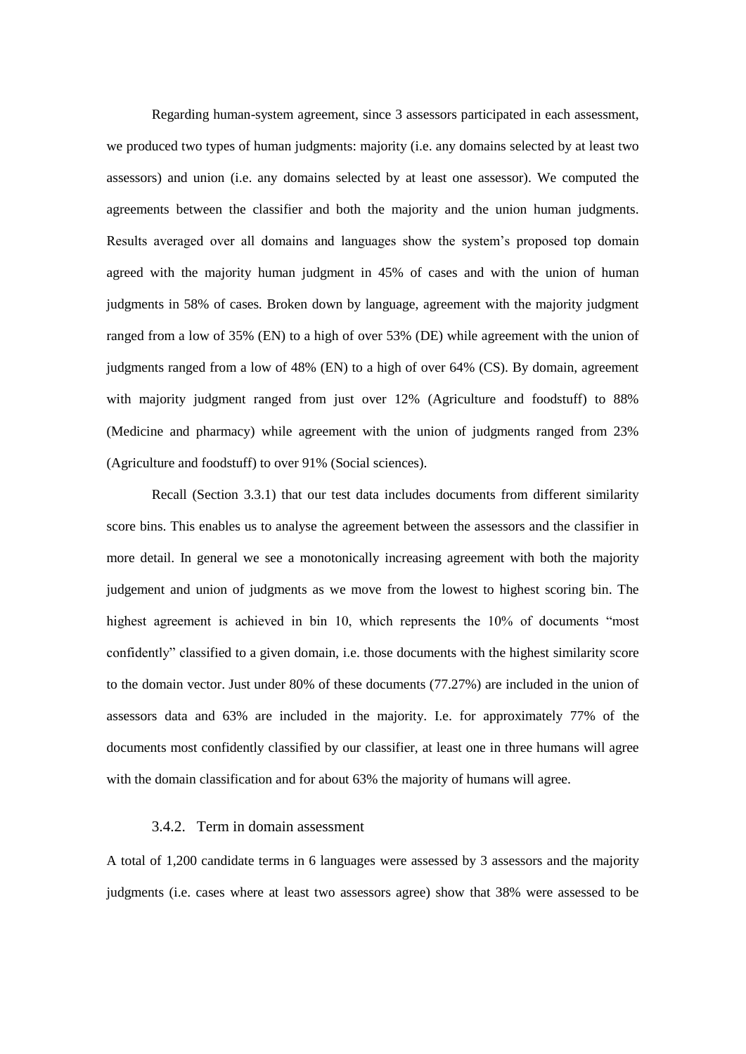Regarding human-system agreement, since 3 assessors participated in each assessment, we produced two types of human judgments: majority (i.e. any domains selected by at least two assessors) and union (i.e. any domains selected by at least one assessor). We computed the agreements between the classifier and both the majority and the union human judgments. Results averaged over all domains and languages show the system's proposed top domain agreed with the majority human judgment in 45% of cases and with the union of human judgments in 58% of cases. Broken down by language, agreement with the majority judgment ranged from a low of 35% (EN) to a high of over 53% (DE) while agreement with the union of judgments ranged from a low of 48% (EN) to a high of over 64% (CS). By domain, agreement with majority judgment ranged from just over 12% (Agriculture and foodstuff) to 88% (Medicine and pharmacy) while agreement with the union of judgments ranged from 23% (Agriculture and foodstuff) to over 91% (Social sciences).

Recall (Section 3.3.1) that our test data includes documents from different similarity score bins. This enables us to analyse the agreement between the assessors and the classifier in more detail. In general we see a monotonically increasing agreement with both the majority judgement and union of judgments as we move from the lowest to highest scoring bin. The highest agreement is achieved in bin 10, which represents the 10% of documents "most confidently" classified to a given domain, i.e. those documents with the highest similarity score to the domain vector. Just under 80% of these documents (77.27%) are included in the union of assessors data and 63% are included in the majority. I.e. for approximately 77% of the documents most confidently classified by our classifier, at least one in three humans will agree with the domain classification and for about 63% the majority of humans will agree.

### 3.4.2. Term in domain assessment

A total of 1,200 candidate terms in 6 languages were assessed by 3 assessors and the majority judgments (i.e. cases where at least two assessors agree) show that 38% were assessed to be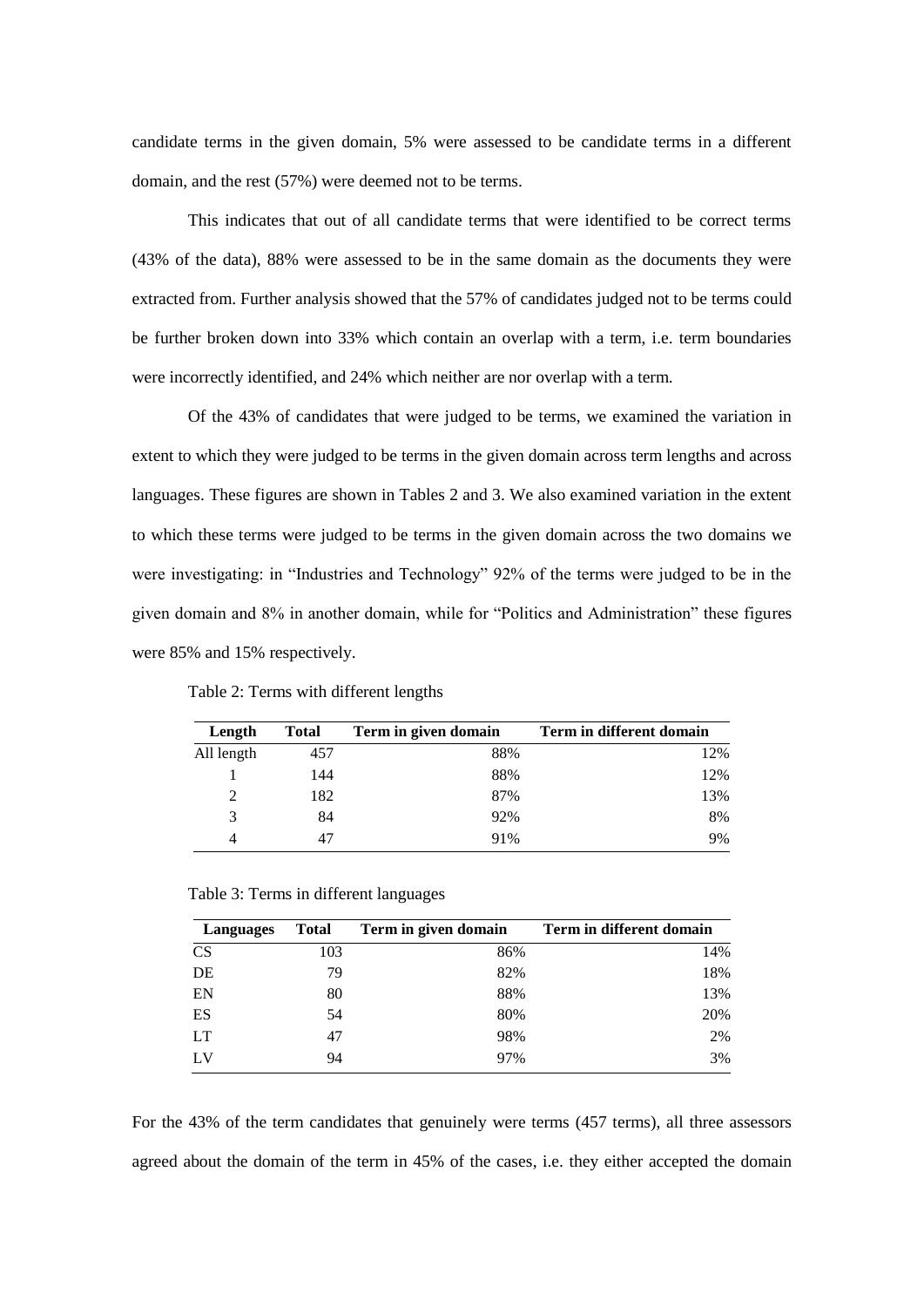candidate terms in the given domain, 5% were assessed to be candidate terms in a different domain, and the rest (57%) were deemed not to be terms.

This indicates that out of all candidate terms that were identified to be correct terms (43% of the data), 88% were assessed to be in the same domain as the documents they were extracted from. Further analysis showed that the 57% of candidates judged not to be terms could be further broken down into 33% which contain an overlap with a term, i.e. term boundaries were incorrectly identified, and 24% which neither are nor overlap with a term.

Of the 43% of candidates that were judged to be terms, we examined the variation in extent to which they were judged to be terms in the given domain across term lengths and across languages. These figures are shown in Tables 2 and 3. We also examined variation in the extent to which these terms were judged to be terms in the given domain across the two domains we were investigating: in "Industries and Technology" 92% of the terms were judged to be in the given domain and 8% in another domain, while for "Politics and Administration" these figures were 85% and 15% respectively.

Table 2: Terms with different lengths

| Length | Total | Term in given domain | Term in different domain |
|---|---|---|---|
| All length | 457 | 88% | 12% |
| 1 | 144 | 88% | 12% |
| 2 | 182 | 87% | 13% |
| 3 | 84 | 92% | 8% |
| 4 | 47 | 91% | 9% |

Table 3: Terms in different languages

| Languages | Total | Term in given domain | Term in different domain |
|---|---|---|---|
| CS | 103 | 86% | 14% |
| DE | 79 | 82% | 18% |
| EN | 80 | 88% | 13% |
| ES | 54 | 80% | 20% |
| LT | 47 | 98% | 2% |
| LV | 94 | 97% | 3% |

For the 43% of the term candidates that genuinely were terms (457 terms), all three assessors agreed about the domain of the term in 45% of the cases, i.e. they either accepted the domain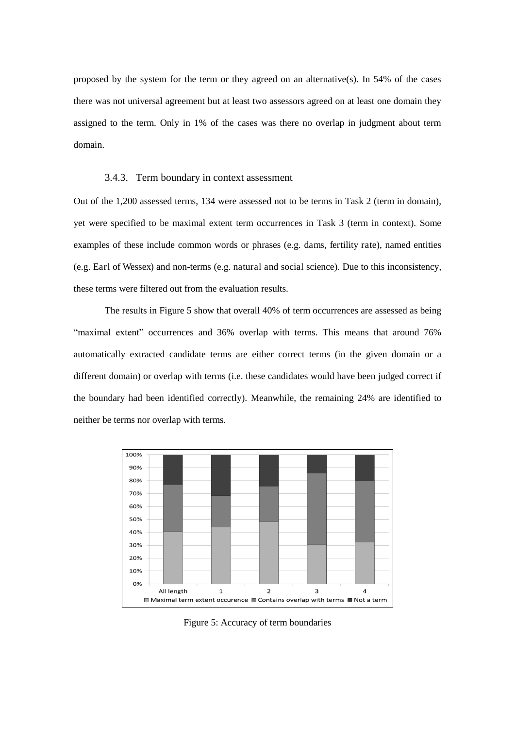proposed by the system for the term or they agreed on an alternative(s). In 54% of the cases there was not universal agreement but at least two assessors agreed on at least one domain they assigned to the term. Only in 1% of the cases was there no overlap in judgment about term domain.

### 3.4.3. Term boundary in context assessment

Out of the 1,200 assessed terms, 134 were assessed not to be terms in Task 2 (term in domain), yet were specified to be maximal extent term occurrences in Task 3 (term in context). Some examples of these include common words or phrases (e.g. dams, fertility rate), named entities (e.g. Earl of Wessex) and non-terms (e.g. natural and social science). Due to this inconsistency, these terms were filtered out from the evaluation results.

The results in Figure 5 show that overall 40% of term occurrences are assessed as being "maximal extent" occurrences and 36% overlap with terms. This means that around 76% automatically extracted candidate terms are either correct terms (in the given domain or a different domain) or overlap with terms (i.e. these candidates would have been judged correct if the boundary had been identified correctly). Meanwhile, the remaining 24% are identified to neither be terms nor overlap with terms.

Figure 5: Accuracy of term boundaries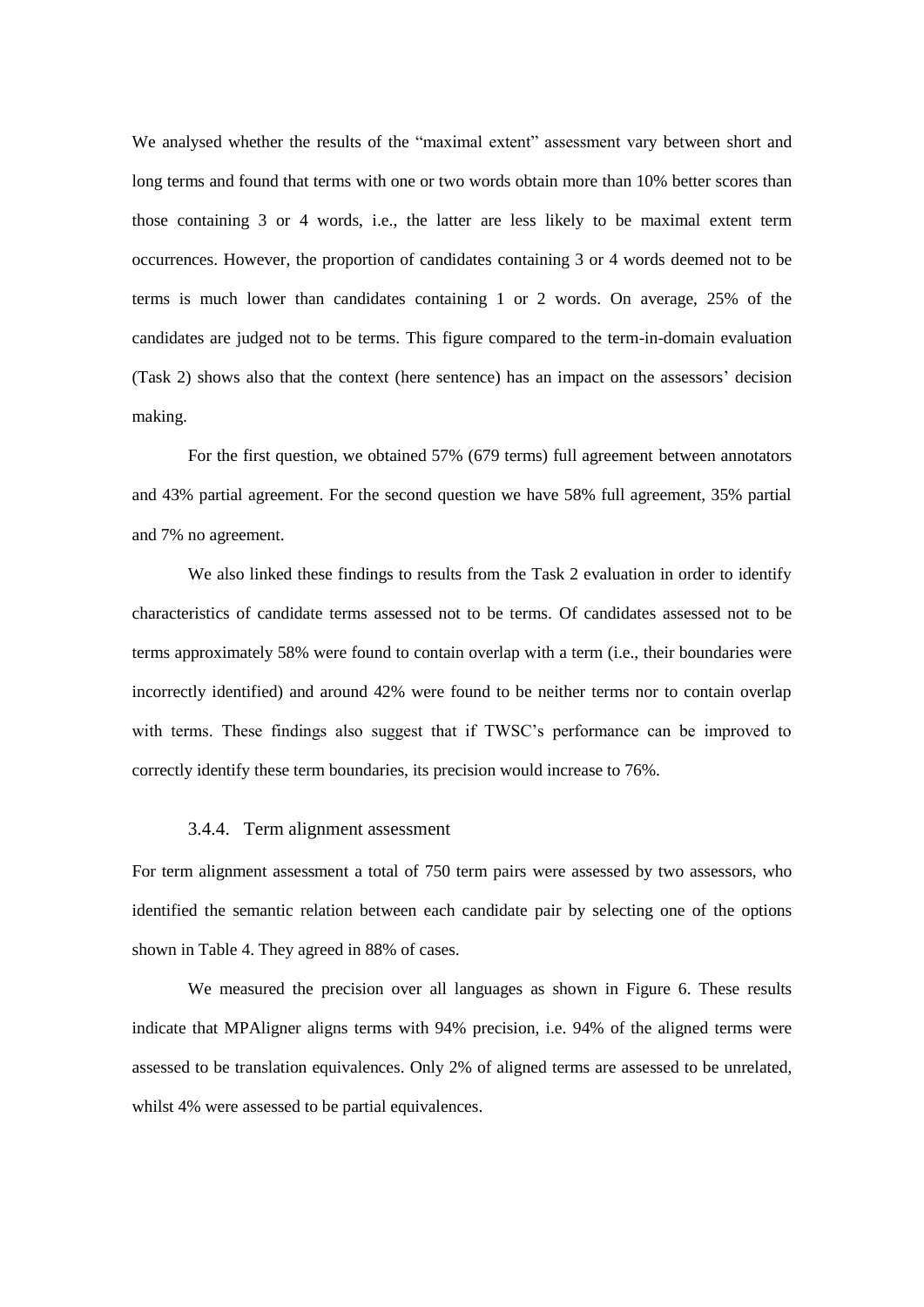We analysed whether the results of the "maximal extent" assessment vary between short and long terms and found that terms with one or two words obtain more than 10% better scores than those containing 3 or 4 words, i.e., the latter are less likely to be maximal extent term occurrences. However, the proportion of candidates containing 3 or 4 words deemed not to be terms is much lower than candidates containing 1 or 2 words. On average, 25% of the candidates are judged not to be terms. This figure compared to the term-in-domain evaluation (Task 2) shows also that the context (here sentence) has an impact on the assessors' decision making.

For the first question, we obtained 57% (679 terms) full agreement between annotators and 43% partial agreement. For the second question we have 58% full agreement, 35% partial and 7% no agreement.

We also linked these findings to results from the Task 2 evaluation in order to identify characteristics of candidate terms assessed not to be terms. Of candidates assessed not to be terms approximately 58% were found to contain overlap with a term (i.e., their boundaries were incorrectly identified) and around 42% were found to be neither terms nor to contain overlap with terms. These findings also suggest that if TWSC's performance can be improved to correctly identify these term boundaries, its precision would increase to 76%.

#### 3.4.4. Term alignment assessment

For term alignment assessment a total of 750 term pairs were assessed by two assessors, who identified the semantic relation between each candidate pair by selecting one of the options shown in Table 4. They agreed in 88% of cases.

We measured the precision over all languages as shown in Figure 6. These results indicate that MPAligner aligns terms with 94% precision, i.e. 94% of the aligned terms were assessed to be translation equivalences. Only 2% of aligned terms are assessed to be unrelated, whilst 4% were assessed to be partial equivalences.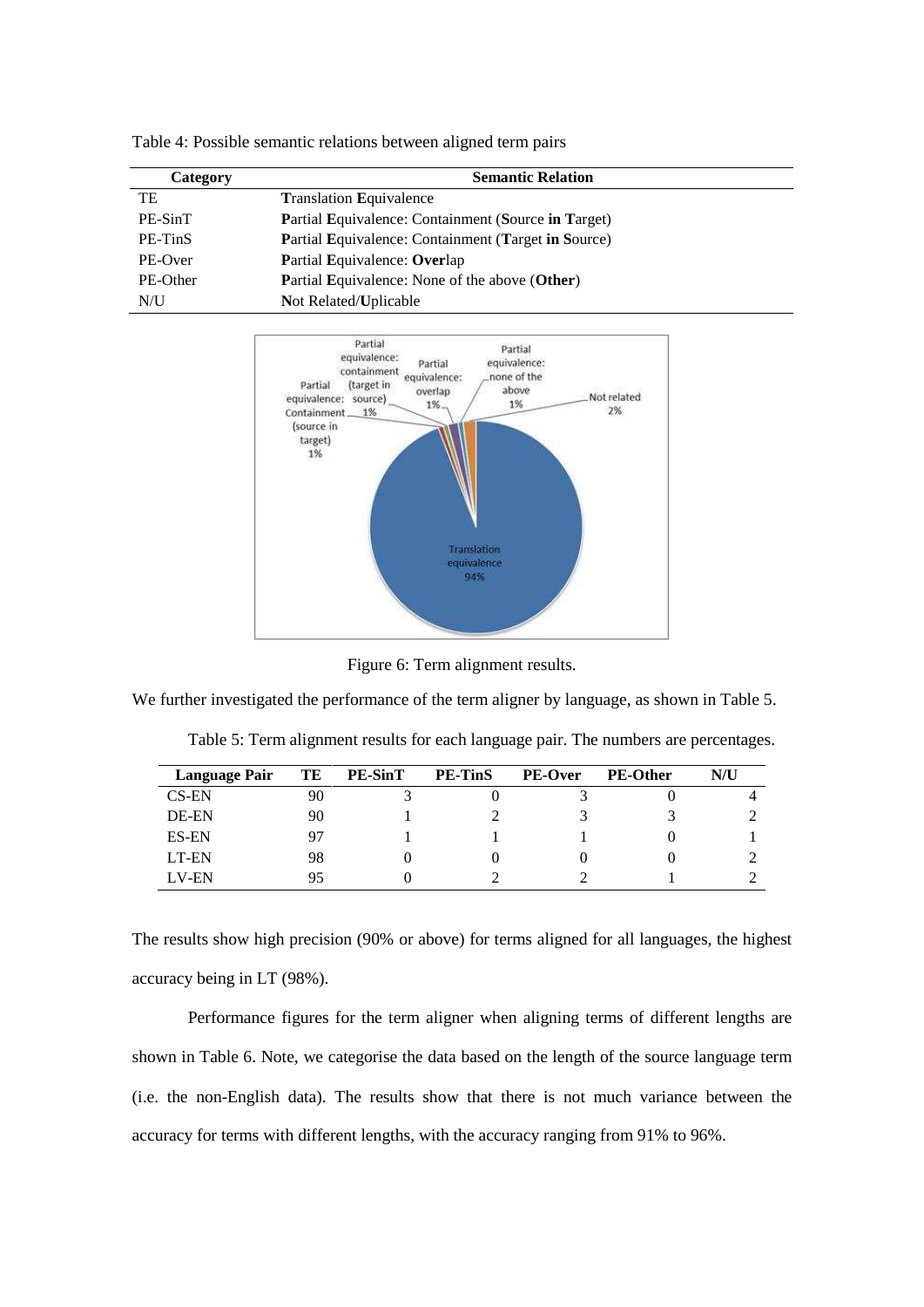Table 4: Possible semantic relations between aligned term pairs

| Category | Semantic Relation |
|---|---|
| TE | **T**ranslation **E**quivalence |
| PE-SinT | **P**artial **E**quivalence: Containment (**S**ource **in** **T**arget) |
| PE-TinS | **P**artial **E**quivalence: Containment (**T**arget **in** **S**ource) |
| PE-Over | **P**artial **E**quivalence: **Over**lap |
| PE-Other | **P**artial **E**quivalence: None of the above (**Other**) |
| N/U | **N**ot Related/**U**plicable |

Figure 6: Term alignment results.

We further investigated the performance of the term aligner by language, as shown in Table 5.

Table 5: Term alignment results for each language pair. The numbers are percentages.

| Language Pair | TE | PE-SinT | PE-TinS | PE-Over | PE-Other | N/U |
|---|---|---|---|---|---|---|
| CS-EN | 90 | 3 | 0 | 3 | 0 | 4 |
| DE-EN | 90 | 1 | 2 | 3 | 3 | 2 |
| ES-EN | 97 | 1 | 1 | 1 | 0 | 1 |
| LT-EN | 98 | 0 | 0 | 0 | 0 | 2 |
| LV-EN | 95 | 0 | 2 | 2 | 1 | 2 |

The results show high precision (90% or above) for terms aligned for all languages, the highest accuracy being in LT (98%).

Performance figures for the term aligner when aligning terms of different lengths are shown in Table 6. Note, we categorise the data based on the length of the source language term (i.e. the non-English data). The results show that there is not much variance between the accuracy for terms with different lengths, with the accuracy ranging from 91% to 96%.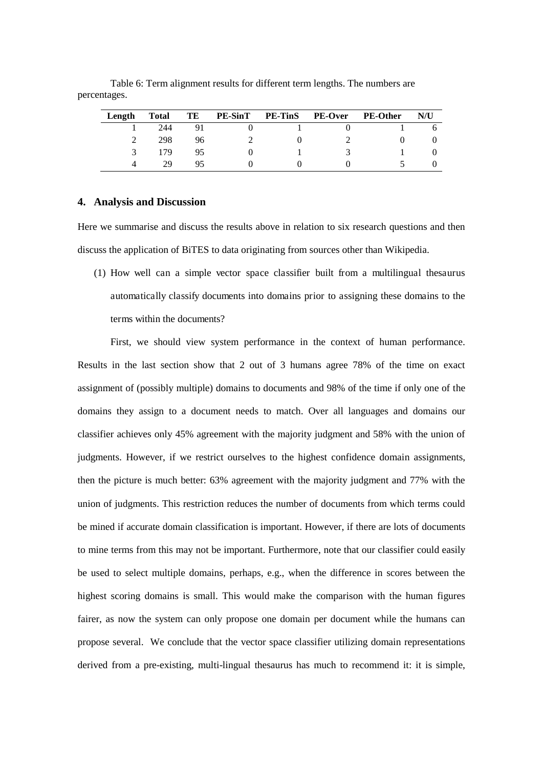Table 6: Term alignment results for different term lengths. The numbers are percentages.

| Length | Total | TE | PE-SinT | PE-TinS | PE-Over | PE-Other | N/U |
|---|---|---|---|---|---|---|---|
| 1 | 244 | 91 | 0 | 1 | 0 | 1 | 6 |
| 2 | 298 | 96 | 2 | 0 | 2 | 0 | 0 |
| 3 | 179 | 95 | 0 | 1 | 3 | 1 | 0 |
| 4 | 29 | 95 | 0 | 0 | 0 | 5 | 0 |

## 4. Analysis and Discussion

Here we summarise and discuss the results above in relation to six research questions and then discuss the application of BiTES to data originating from sources other than Wikipedia.

(1) How well can a simple vector space classifier built from a multilingual thesaurus automatically classify documents into domains prior to assigning these domains to the terms within the documents?

First, we should view system performance in the context of human performance. Results in the last section show that 2 out of 3 humans agree 78% of the time on exact assignment of (possibly multiple) domains to documents and 98% of the time if only one of the domains they assign to a document needs to match. Over all languages and domains our classifier achieves only 45% agreement with the majority judgment and 58% with the union of judgments. However, if we restrict ourselves to the highest confidence domain assignments, then the picture is much better: 63% agreement with the majority judgment and 77% with the union of judgments. This restriction reduces the number of documents from which terms could be mined if accurate domain classification is important. However, if there are lots of documents to mine terms from this may not be important. Furthermore, note that our classifier could easily be used to select multiple domains, perhaps, e.g., when the difference in scores between the highest scoring domains is small. This would make the comparison with the human figures fairer, as now the system can only propose one domain per document while the humans can propose several. We conclude that the vector space classifier utilizing domain representations derived from a pre-existing, multi-lingual thesaurus has much to recommend it: it is simple,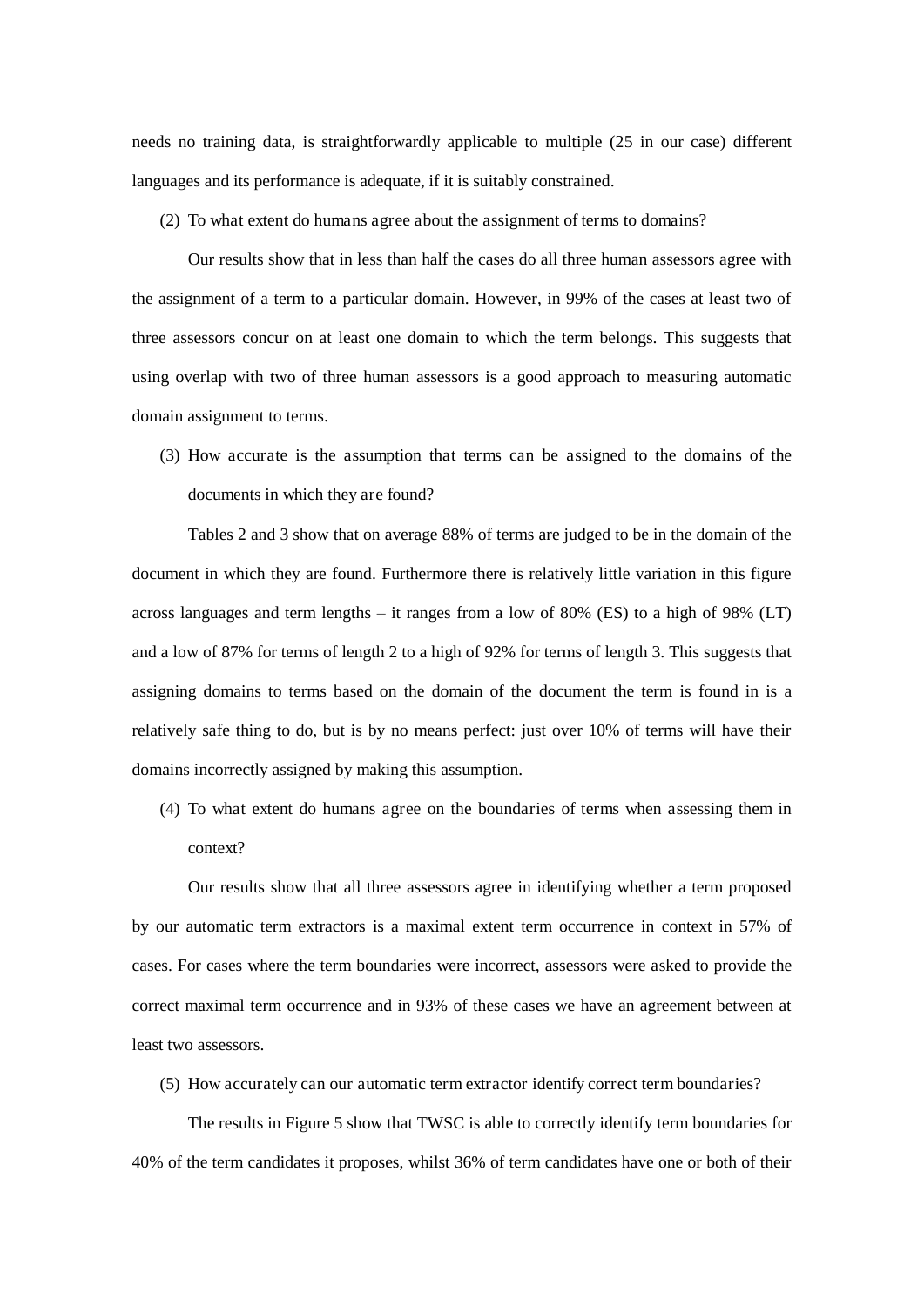needs no training data, is straightforwardly applicable to multiple (25 in our case) different languages and its performance is adequate, if it is suitably constrained.

(2) To what extent do humans agree about the assignment of terms to domains?

Our results show that in less than half the cases do all three human assessors agree with the assignment of a term to a particular domain. However, in 99% of the cases at least two of three assessors concur on at least one domain to which the term belongs. This suggests that using overlap with two of three human assessors is a good approach to measuring automatic domain assignment to terms.

(3) How accurate is the assumption that terms can be assigned to the domains of the documents in which they are found?

Tables 2 and 3 show that on average 88% of terms are judged to be in the domain of the document in which they are found. Furthermore there is relatively little variation in this figure across languages and term lengths – it ranges from a low of 80% (ES) to a high of 98% (LT) and a low of 87% for terms of length 2 to a high of 92% for terms of length 3. This suggests that assigning domains to terms based on the domain of the document the term is found in is a relatively safe thing to do, but is by no means perfect: just over 10% of terms will have their domains incorrectly assigned by making this assumption.

(4) To what extent do humans agree on the boundaries of terms when assessing them in context?

Our results show that all three assessors agree in identifying whether a term proposed by our automatic term extractors is a maximal extent term occurrence in context in 57% of cases. For cases where the term boundaries were incorrect, assessors were asked to provide the correct maximal term occurrence and in 93% of these cases we have an agreement between at least two assessors.

(5) How accurately can our automatic term extractor identify correct term boundaries?

The results in Figure 5 show that TWSC is able to correctly identify term boundaries for 40% of the term candidates it proposes, whilst 36% of term candidates have one or both of their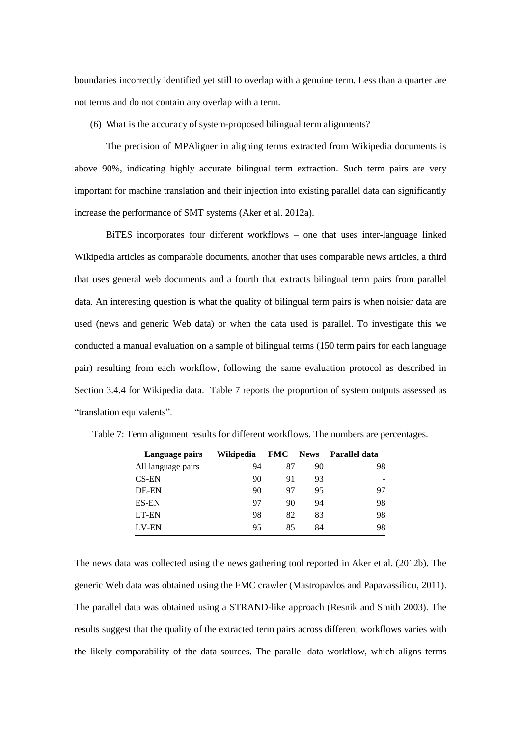boundaries incorrectly identified yet still to overlap with a genuine term. Less than a quarter are not terms and do not contain any overlap with a term.

(6) What is the accuracy of system-proposed bilingual term alignments?

The precision of MPAligner in aligning terms extracted from Wikipedia documents is above 90%, indicating highly accurate bilingual term extraction. Such term pairs are very important for machine translation and their injection into existing parallel data can significantly increase the performance of SMT systems (Aker et al. 2012a).

BiTES incorporates four different workflows – one that uses inter-language linked Wikipedia articles as comparable documents, another that uses comparable news articles, a third that uses general web documents and a fourth that extracts bilingual term pairs from parallel data. An interesting question is what the quality of bilingual term pairs is when noisier data are used (news and generic Web data) or when the data used is parallel. To investigate this we conducted a manual evaluation on a sample of bilingual terms (150 term pairs for each language pair) resulting from each workflow, following the same evaluation protocol as described in Section 3.4.4 for Wikipedia data. Table 7 reports the proportion of system outputs assessed as "translation equivalents".

Table 7: Term alignment results for different workflows. The numbers are percentages.

| Language pairs | Wikipedia | FMC | News | Parallel data |
|---|---|---|---|---|
| All language pairs | 94 | 87 | 90 | 98 |
| CS-EN | 90 | 91 | 93 | - |
| DE-EN | 90 | 97 | 95 | 97 |
| ES-EN | 97 | 90 | 94 | 98 |
| LT-EN | 98 | 82 | 83 | 98 |
| LV-EN | 95 | 85 | 84 | 98 |

The news data was collected using the news gathering tool reported in Aker et al. (2012b). The generic Web data was obtained using the FMC crawler (Mastropavlos and Papavassiliou, 2011). The parallel data was obtained using a STRAND-like approach (Resnik and Smith 2003). The results suggest that the quality of the extracted term pairs across different workflows varies with the likely comparability of the data sources. The parallel data workflow, which aligns terms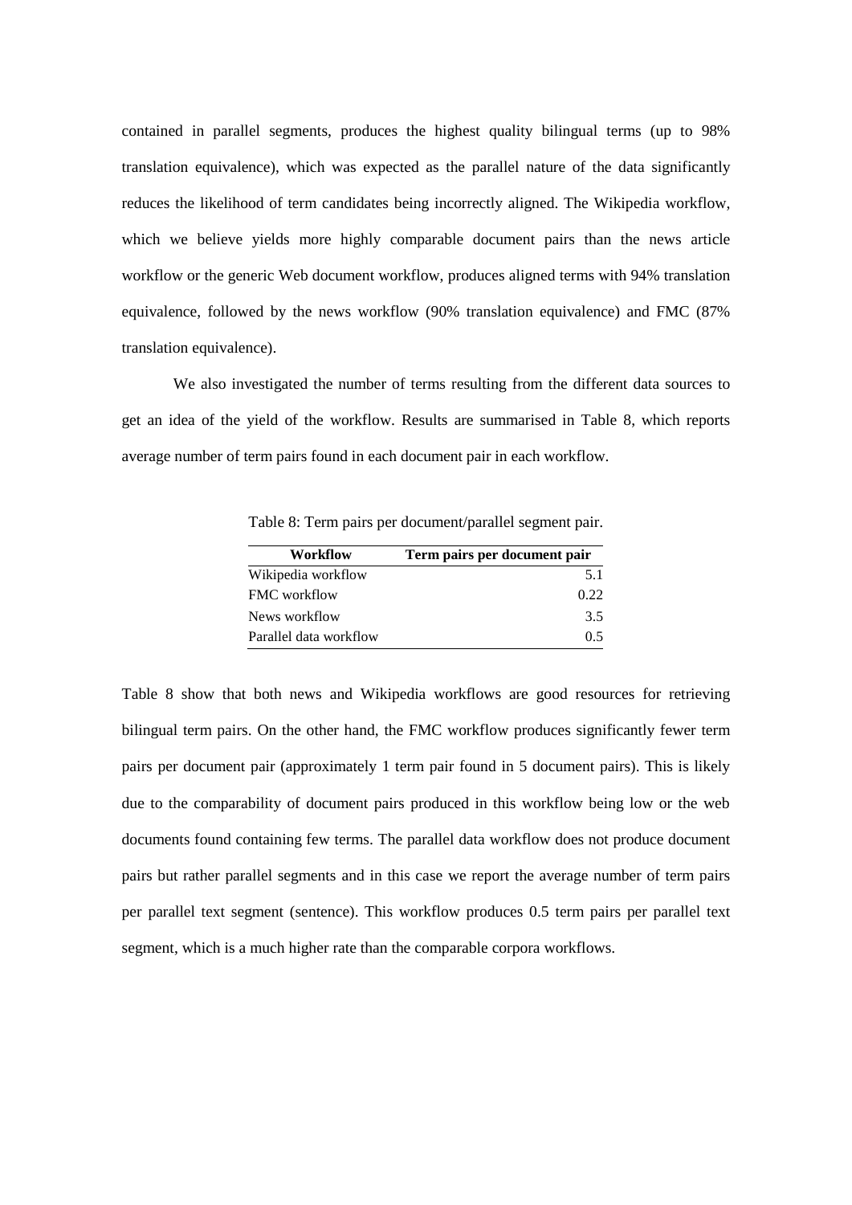contained in parallel segments, produces the highest quality bilingual terms (up to 98% translation equivalence), which was expected as the parallel nature of the data significantly reduces the likelihood of term candidates being incorrectly aligned. The Wikipedia workflow, which we believe yields more highly comparable document pairs than the news article workflow or the generic Web document workflow, produces aligned terms with 94% translation equivalence, followed by the news workflow (90% translation equivalence) and FMC (87% translation equivalence).

We also investigated the number of terms resulting from the different data sources to get an idea of the yield of the workflow. Results are summarised in Table 8, which reports average number of term pairs found in each document pair in each workflow.

Table 8: Term pairs per document/parallel segment pair.

| Workflow | Term pairs per document pair |
|---|---|
| Wikipedia workflow | 5.1 |
| FMC workflow | 0.22 |
| News workflow | 3.5 |
| Parallel data workflow | 0.5 |

Table 8 show that both news and Wikipedia workflows are good resources for retrieving bilingual term pairs. On the other hand, the FMC workflow produces significantly fewer term pairs per document pair (approximately 1 term pair found in 5 document pairs). This is likely due to the comparability of document pairs produced in this workflow being low or the web documents found containing few terms. The parallel data workflow does not produce document pairs but rather parallel segments and in this case we report the average number of term pairs per parallel text segment (sentence). This workflow produces 0.5 term pairs per parallel text segment, which is a much higher rate than the comparable corpora workflows.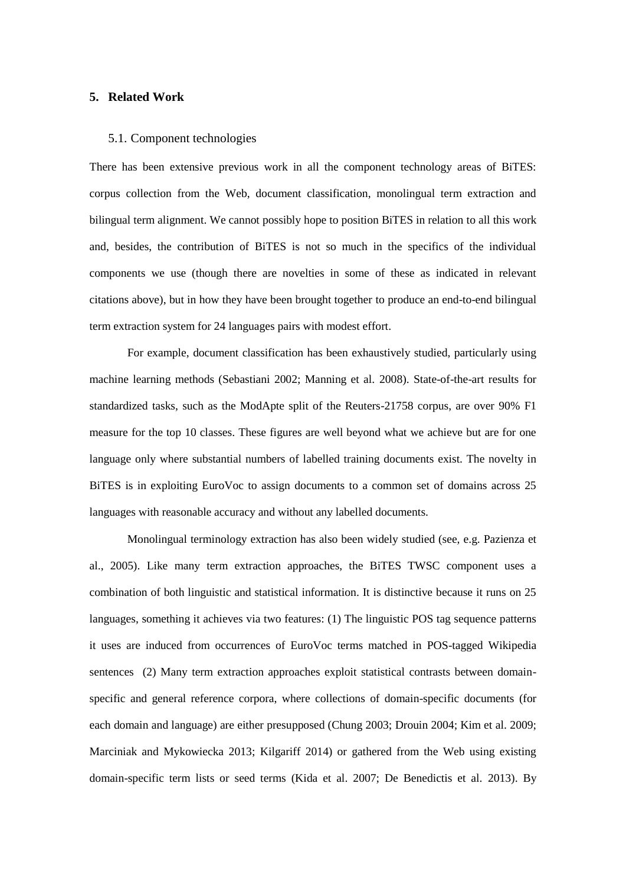## 5. Related Work

### 5.1. Component technologies

There has been extensive previous work in all the component technology areas of BiTES: corpus collection from the Web, document classification, monolingual term extraction and bilingual term alignment. We cannot possibly hope to position BiTES in relation to all this work and, besides, the contribution of BiTES is not so much in the specifics of the individual components we use (though there are novelties in some of these as indicated in relevant citations above), but in how they have been brought together to produce an end-to-end bilingual term extraction system for 24 languages pairs with modest effort.

For example, document classification has been exhaustively studied, particularly using machine learning methods (Sebastiani 2002; Manning et al. 2008). State-of-the-art results for standardized tasks, such as the ModApte split of the Reuters-21758 corpus, are over 90% F1 measure for the top 10 classes. These figures are well beyond what we achieve but are for one language only where substantial numbers of labelled training documents exist. The novelty in BiTES is in exploiting EuroVoc to assign documents to a common set of domains across 25 languages with reasonable accuracy and without any labelled documents.

Monolingual terminology extraction has also been widely studied (see, e.g. Pazienza et al., 2005). Like many term extraction approaches, the BiTES TWSC component uses a combination of both linguistic and statistical information. It is distinctive because it runs on 25 languages, something it achieves via two features: (1) The linguistic POS tag sequence patterns it uses are induced from occurrences of EuroVoc terms matched in POS-tagged Wikipedia sentences (2) Many term extraction approaches exploit statistical contrasts between domain-specific and general reference corpora, where collections of domain-specific documents (for each domain and language) are either presupposed (Chung 2003; Drouin 2004; Kim et al. 2009; Marciniak and Mykowiecka 2013; Kilgariff 2014) or gathered from the Web using existing domain-specific term lists or seed terms (Kida et al. 2007; De Benedictis et al. 2013). By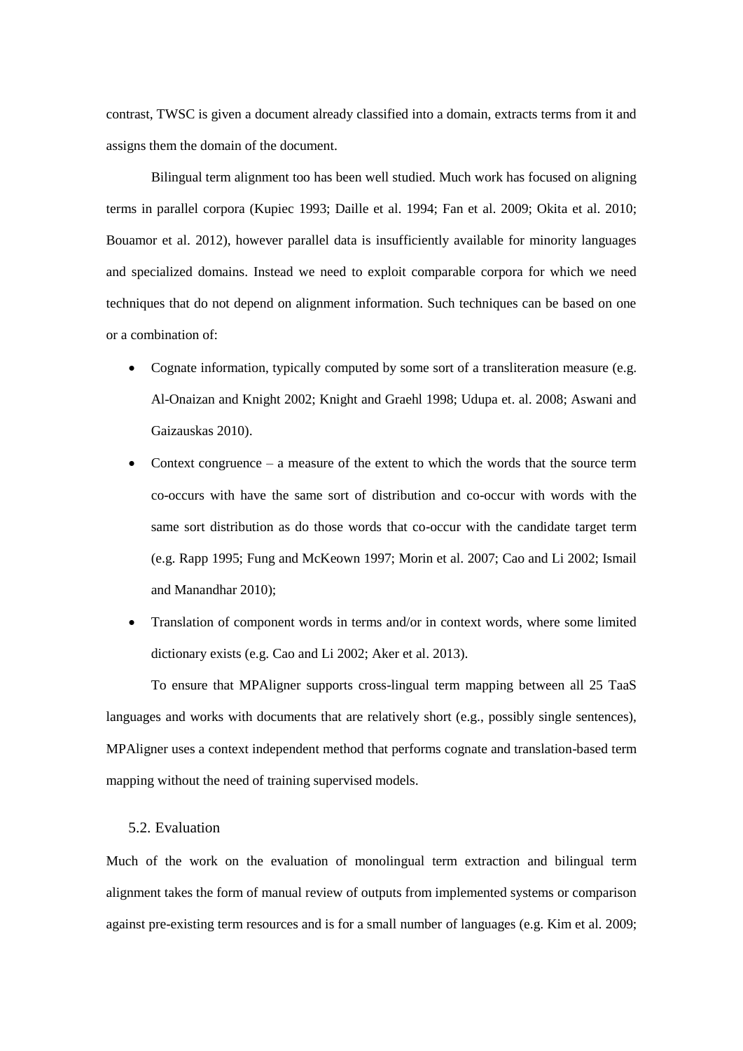contrast, TWSC is given a document already classified into a domain, extracts terms from it and assigns them the domain of the document.

Bilingual term alignment too has been well studied. Much work has focused on aligning terms in parallel corpora (Kupiec 1993; Daille et al. 1994; Fan et al. 2009; Okita et al. 2010; Bouamor et al. 2012), however parallel data is insufficiently available for minority languages and specialized domains. Instead we need to exploit comparable corpora for which we need techniques that do not depend on alignment information. Such techniques can be based on one or a combination of:

- Cognate information, typically computed by some sort of a transliteration measure (e.g. Al-Onaizan and Knight 2002; Knight and Graehl 1998; Udupa et. al. 2008; Aswani and Gaizauskas 2010).
- Context congruence – a measure of the extent to which the words that the source term co-occurs with have the same sort of distribution and co-occur with words with the same sort distribution as do those words that co-occur with the candidate target term (e.g. Rapp 1995; Fung and McKeown 1997; Morin et al. 2007; Cao and Li 2002; Ismail and Manandhar 2010);
- Translation of component words in terms and/or in context words, where some limited dictionary exists (e.g. Cao and Li 2002; Aker et al. 2013).

To ensure that MPAligner supports cross-lingual term mapping between all 25 TaaS languages and works with documents that are relatively short (e.g., possibly single sentences), MPAligner uses a context independent method that performs cognate and translation-based term mapping without the need of training supervised models.

## 5.2. Evaluation

Much of the work on the evaluation of monolingual term extraction and bilingual term alignment takes the form of manual review of outputs from implemented systems or comparison against pre-existing term resources and is for a small number of languages (e.g. Kim et al. 2009;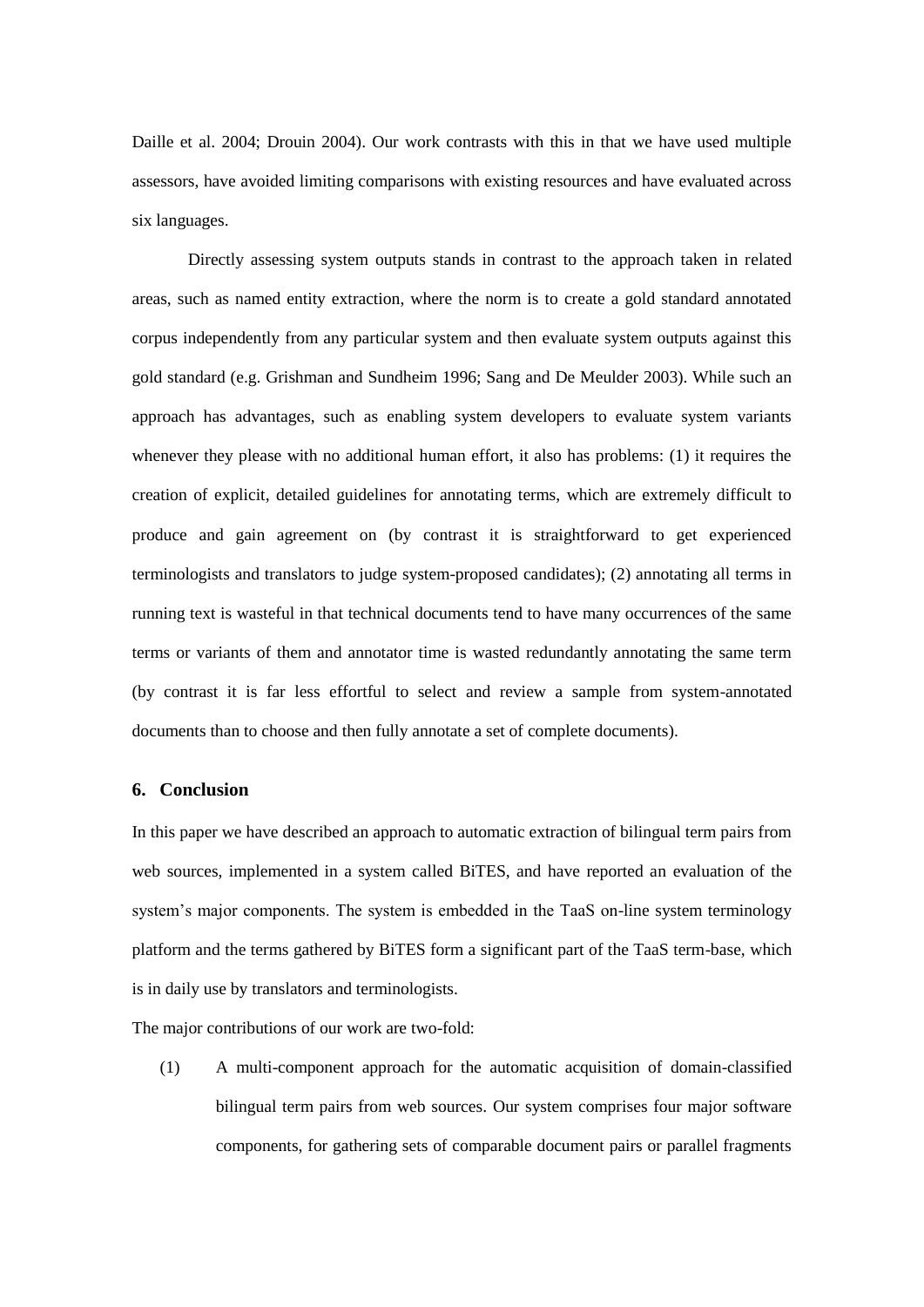Daille et al. 2004; Drouin 2004). Our work contrasts with this in that we have used multiple assessors, have avoided limiting comparisons with existing resources and have evaluated across six languages.

Directly assessing system outputs stands in contrast to the approach taken in related areas, such as named entity extraction, where the norm is to create a gold standard annotated corpus independently from any particular system and then evaluate system outputs against this gold standard (e.g. Grishman and Sundheim 1996; Sang and De Meulder 2003). While such an approach has advantages, such as enabling system developers to evaluate system variants whenever they please with no additional human effort, it also has problems: (1) it requires the creation of explicit, detailed guidelines for annotating terms, which are extremely difficult to produce and gain agreement on (by contrast it is straightforward to get experienced terminologists and translators to judge system-proposed candidates); (2) annotating all terms in running text is wasteful in that technical documents tend to have many occurrences of the same terms or variants of them and annotator time is wasted redundantly annotating the same term (by contrast it is far less effortful to select and review a sample from system-annotated documents than to choose and then fully annotate a set of complete documents).

## 6. Conclusion

In this paper we have described an approach to automatic extraction of bilingual term pairs from web sources, implemented in a system called BiTES, and have reported an evaluation of the system's major components. The system is embedded in the TaaS on-line system terminology platform and the terms gathered by BiTES form a significant part of the TaaS term-base, which is in daily use by translators and terminologists.

The major contributions of our work are two-fold:

(1) A multi-component approach for the automatic acquisition of domain-classified bilingual term pairs from web sources. Our system comprises four major software components, for gathering sets of comparable document pairs or parallel fragments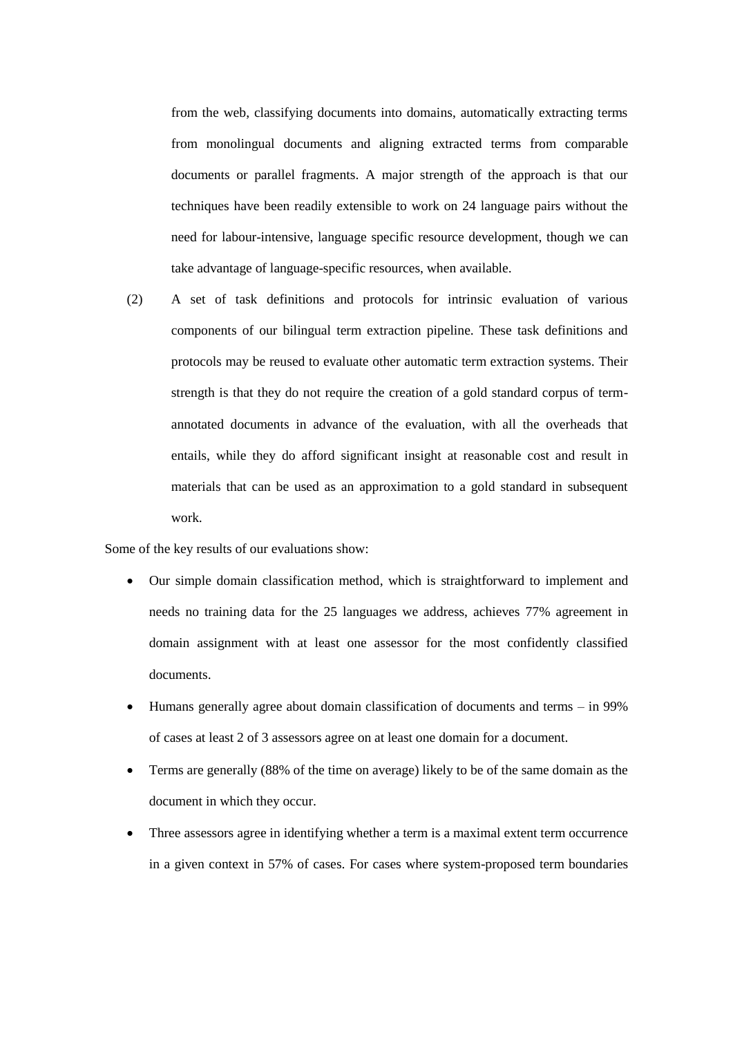from the web, classifying documents into domains, automatically extracting terms from monolingual documents and aligning extracted terms from comparable documents or parallel fragments. A major strength of the approach is that our techniques have been readily extensible to work on 24 language pairs without the need for labour-intensive, language specific resource development, though we can take advantage of language-specific resources, when available.

(2) A set of task definitions and protocols for intrinsic evaluation of various components of our bilingual term extraction pipeline. These task definitions and protocols may be reused to evaluate other automatic term extraction systems. Their strength is that they do not require the creation of a gold standard corpus of term-annotated documents in advance of the evaluation, with all the overheads that entails, while they do afford significant insight at reasonable cost and result in materials that can be used as an approximation to a gold standard in subsequent work.

Some of the key results of our evaluations show:

- Our simple domain classification method, which is straightforward to implement and needs no training data for the 25 languages we address, achieves 77% agreement in domain assignment with at least one assessor for the most confidently classified documents.
- Humans generally agree about domain classification of documents and terms – in 99% of cases at least 2 of 3 assessors agree on at least one domain for a document.
- Terms are generally (88% of the time on average) likely to be of the same domain as the document in which they occur.
- Three assessors agree in identifying whether a term is a maximal extent term occurrence in a given context in 57% of cases. For cases where system-proposed term boundaries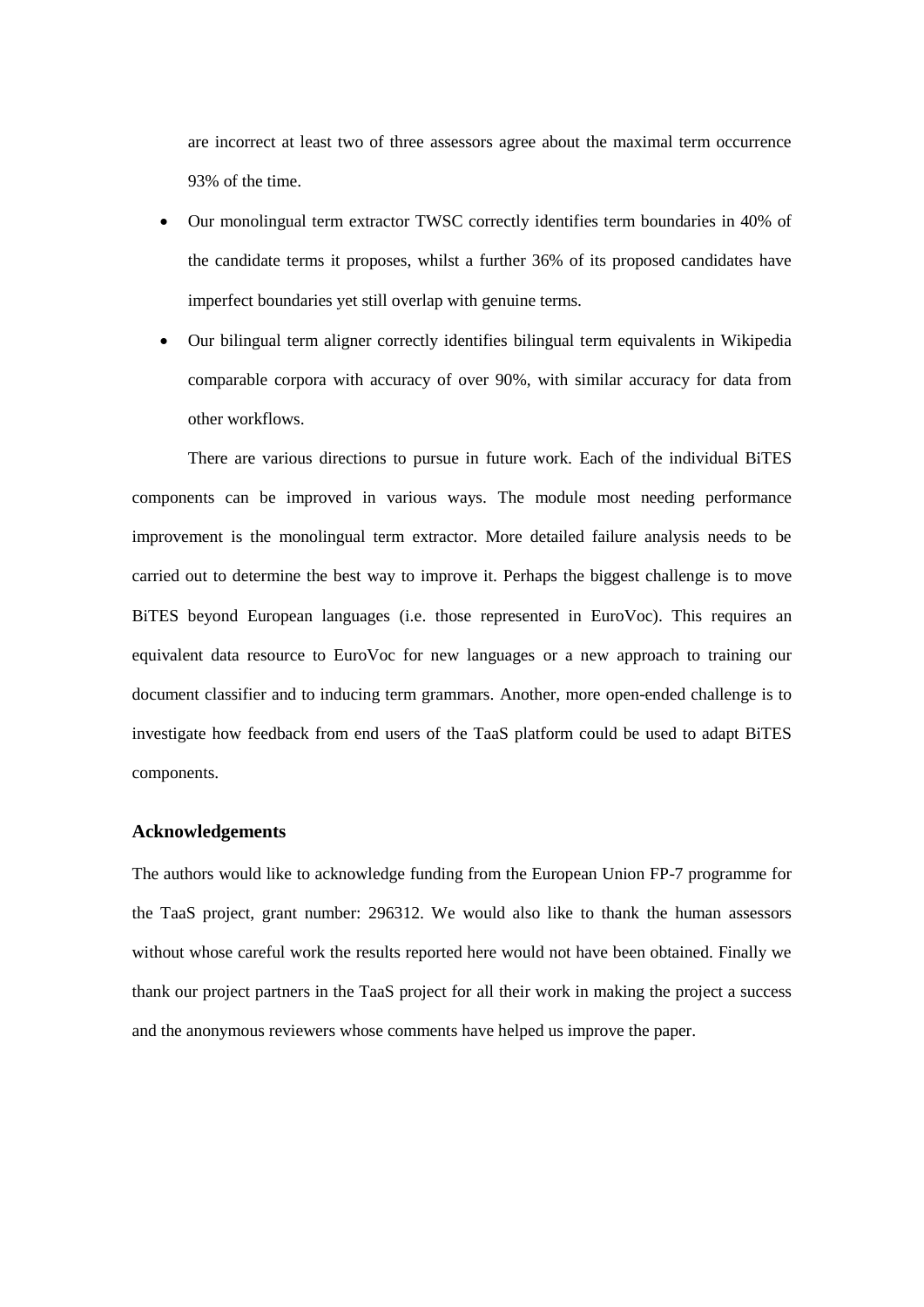are incorrect at least two of three assessors agree about the maximal term occurrence 93% of the time.

- Our monolingual term extractor TWSC correctly identifies term boundaries in 40% of the candidate terms it proposes, whilst a further 36% of its proposed candidates have imperfect boundaries yet still overlap with genuine terms.
- Our bilingual term aligner correctly identifies bilingual term equivalents in Wikipedia comparable corpora with accuracy of over 90%, with similar accuracy for data from other workflows.

There are various directions to pursue in future work. Each of the individual BiTES components can be improved in various ways. The module most needing performance improvement is the monolingual term extractor. More detailed failure analysis needs to be carried out to determine the best way to improve it. Perhaps the biggest challenge is to move BiTES beyond European languages (i.e. those represented in EuroVoc). This requires an equivalent data resource to EuroVoc for new languages or a new approach to training our document classifier and to inducing term grammars. Another, more open-ended challenge is to investigate how feedback from end users of the TaaS platform could be used to adapt BiTES components.

### Acknowledgements

The authors would like to acknowledge funding from the European Union FP-7 programme for the TaaS project, grant number: 296312. We would also like to thank the human assessors without whose careful work the results reported here would not have been obtained. Finally we thank our project partners in the TaaS project for all their work in making the project a success and the anonymous reviewers whose comments have helped us improve the paper.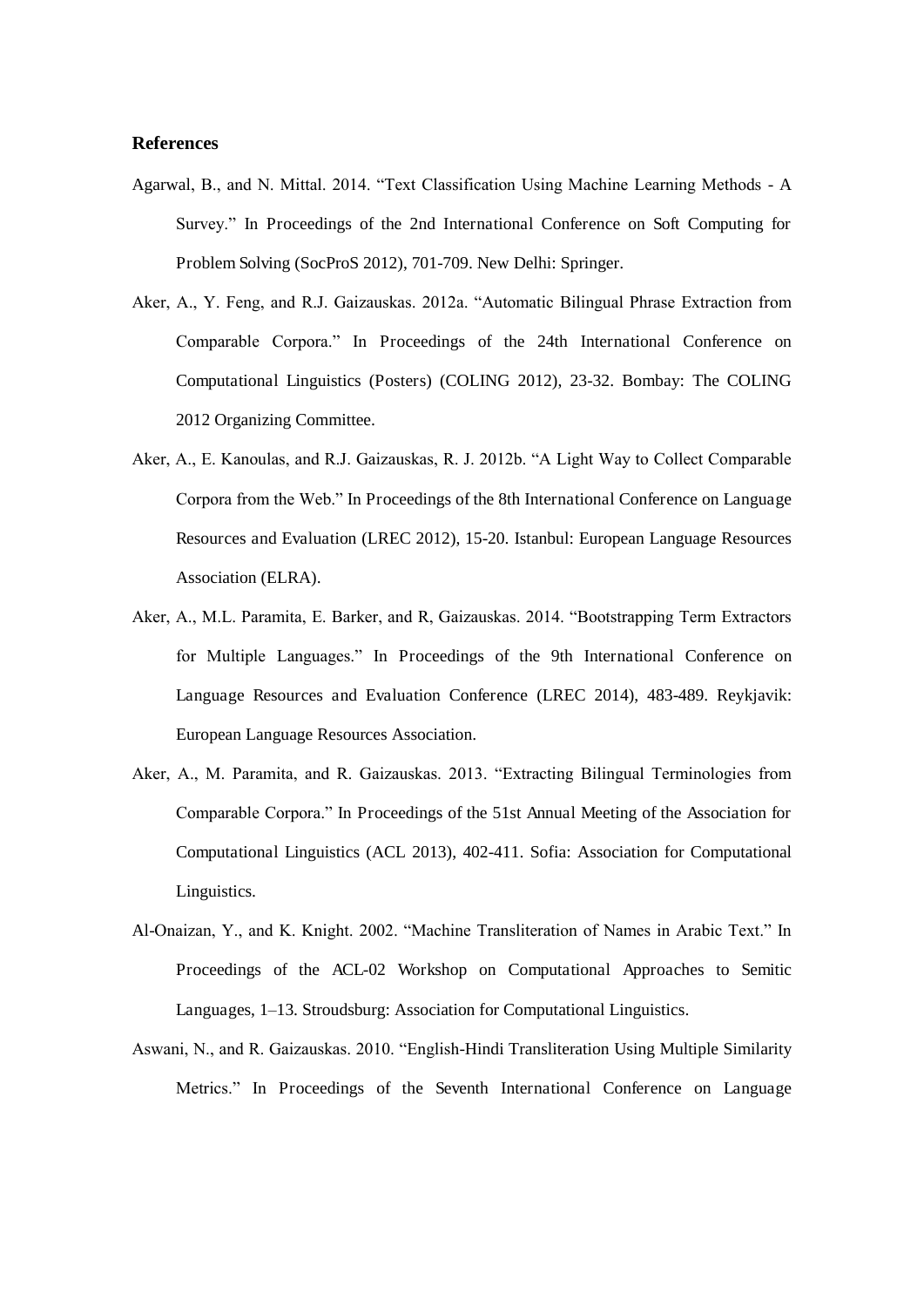**References**

Agarwal, B., and N. Mittal. 2014. "Text Classification Using Machine Learning Methods - A Survey." In Proceedings of the 2nd International Conference on Soft Computing for Problem Solving (SocProS 2012), 701-709. New Delhi: Springer.

Aker, A., Y. Feng, and R.J. Gaizauskas. 2012a. "Automatic Bilingual Phrase Extraction from Comparable Corpora." In Proceedings of the 24th International Conference on Computational Linguistics (Posters) (COLING 2012), 23-32. Bombay: The COLING 2012 Organizing Committee.

Aker, A., E. Kanoulas, and R.J. Gaizauskas, R. J. 2012b. "A Light Way to Collect Comparable Corpora from the Web." In Proceedings of the 8th International Conference on Language Resources and Evaluation (LREC 2012), 15-20. Istanbul: European Language Resources Association (ELRA).

Aker, A., M.L. Paramita, E. Barker, and R, Gaizauskas. 2014. "Bootstrapping Term Extractors for Multiple Languages." In Proceedings of the 9th International Conference on Language Resources and Evaluation Conference (LREC 2014), 483-489. Reykjavik: European Language Resources Association.

Aker, A., M. Paramita, and R. Gaizauskas. 2013. "Extracting Bilingual Terminologies from Comparable Corpora." In Proceedings of the 51st Annual Meeting of the Association for Computational Linguistics (ACL 2013), 402-411. Sofia: Association for Computational Linguistics.

Al-Onaizan, Y., and K. Knight. 2002. "Machine Transliteration of Names in Arabic Text." In Proceedings of the ACL-02 Workshop on Computational Approaches to Semitic Languages, 1–13. Stroudsburg: Association for Computational Linguistics.

Aswani, N., and R. Gaizauskas. 2010. "English-Hindi Transliteration Using Multiple Similarity Metrics." In Proceedings of the Seventh International Conference on Language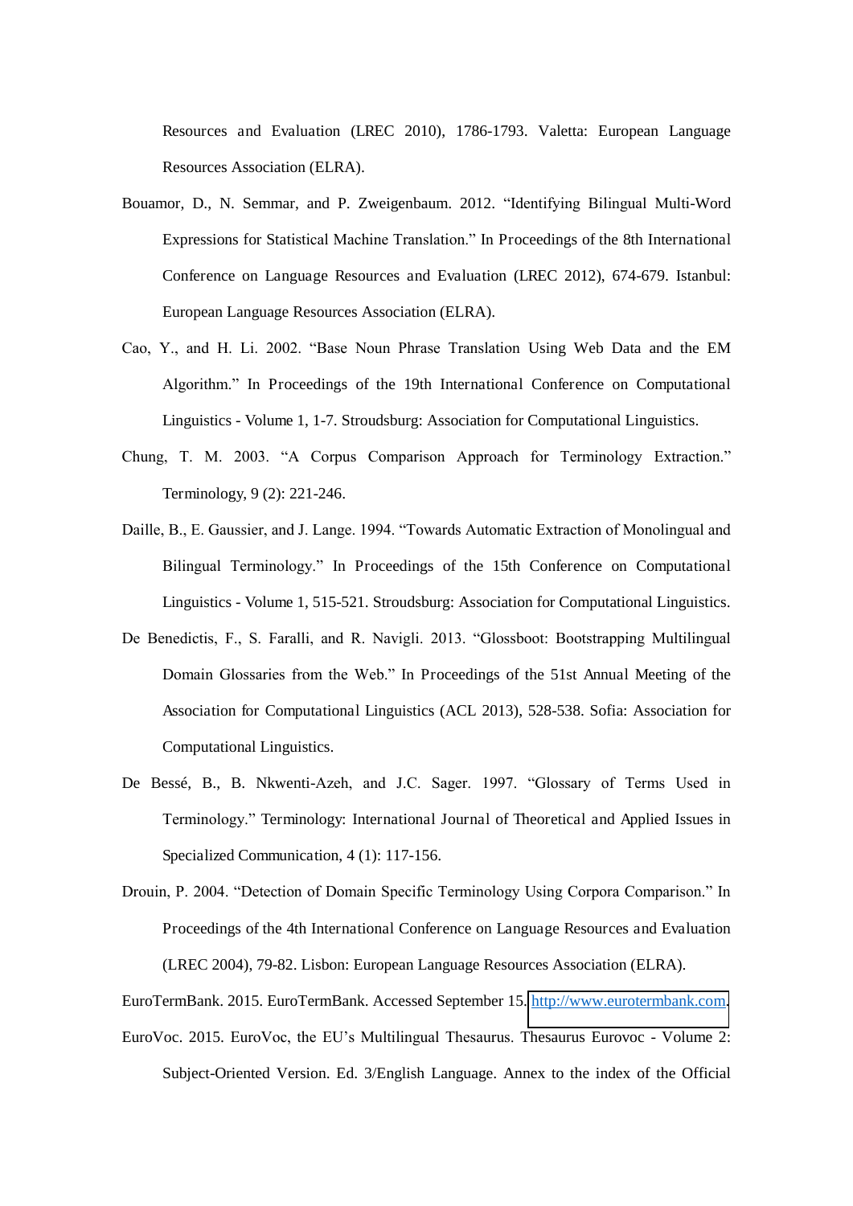Resources and Evaluation (LREC 2010), 1786-1793. Valetta: European Language Resources Association (ELRA).

Bouamor, D., N. Semmar, and P. Zweigenbaum. 2012. “Identifying Bilingual Multi-Word Expressions for Statistical Machine Translation.” In Proceedings of the 8th International Conference on Language Resources and Evaluation (LREC 2012), 674-679. Istanbul: European Language Resources Association (ELRA).

Cao, Y., and H. Li. 2002. “Base Noun Phrase Translation Using Web Data and the EM Algorithm.” In Proceedings of the 19th International Conference on Computational Linguistics - Volume 1, 1-7. Stroudsburg: Association for Computational Linguistics.

Chung, T. M. 2003. “A Corpus Comparison Approach for Terminology Extraction.” Terminology, 9 (2): 221-246.

Daille, B., E. Gaussier, and J. Lange. 1994. “Towards Automatic Extraction of Monolingual and Bilingual Terminology.” In Proceedings of the 15th Conference on Computational Linguistics - Volume 1, 515-521. Stroudsburg: Association for Computational Linguistics.

De Benedictis, F., S. Faralli, and R. Navigli. 2013. “Glossboot: Bootstrapping Multilingual Domain Glossaries from the Web.” In Proceedings of the 51st Annual Meeting of the Association for Computational Linguistics (ACL 2013), 528-538. Sofia: Association for Computational Linguistics.

De Bessé, B., B. Nkwenti-Azeh, and J.C. Sager. 1997. “Glossary of Terms Used in Terminology.” Terminology: International Journal of Theoretical and Applied Issues in Specialized Communication, 4 (1): 117-156.

Drouin, P. 2004. “Detection of Domain Specific Terminology Using Corpora Comparison.” In Proceedings of the 4th International Conference on Language Resources and Evaluation (LREC 2004), 79-82. Lisbon: European Language Resources Association (ELRA).

EuroTermBank. 2015. EuroTermBank. Accessed September 15. http://www.eurotermbank.com.

EuroVoc. 2015. EuroVoc, the EU’s Multilingual Thesaurus. Thesaurus Eurovoc - Volume 2: Subject-Oriented Version. Ed. 3/English Language. Annex to the index of the Official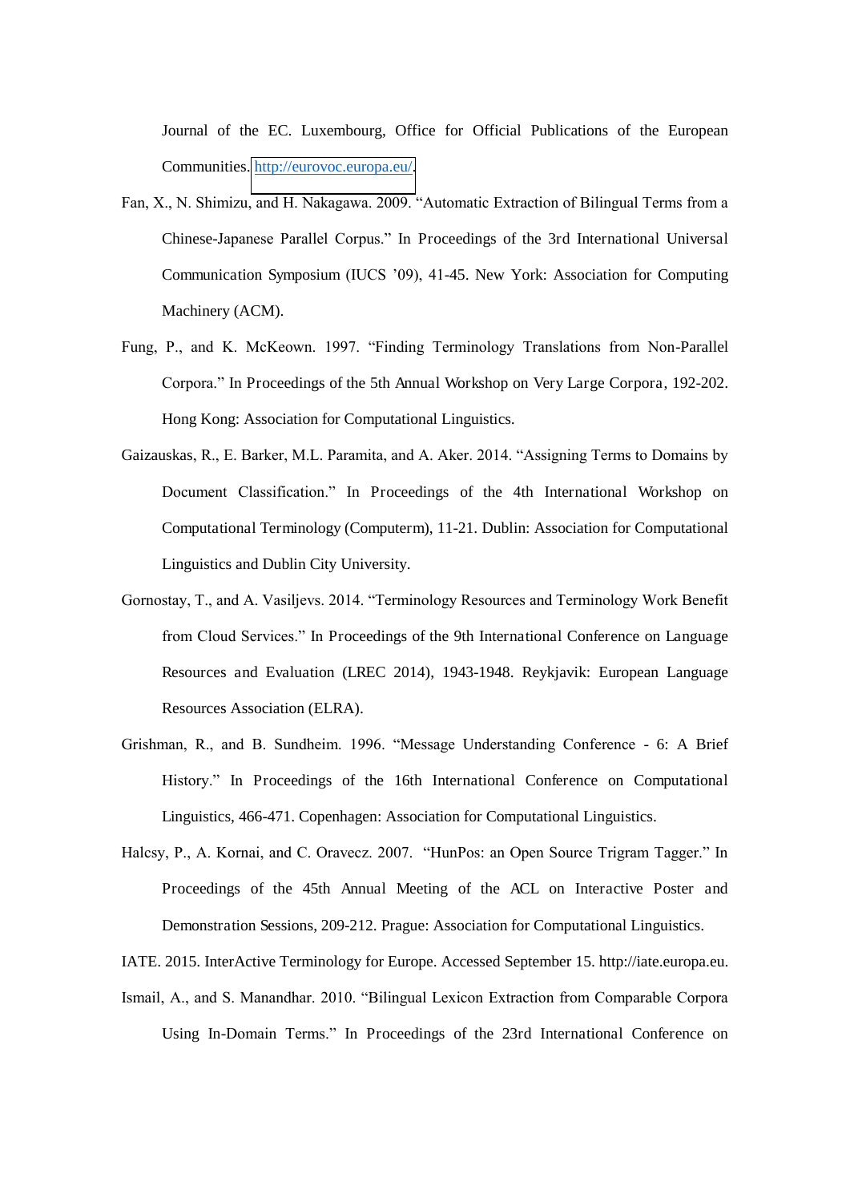Journal of the EC. Luxembourg, Office for Official Publications of the European Communities. http://eurovoc.europa.eu/.

Fan, X., N. Shimizu, and H. Nakagawa. 2009. "Automatic Extraction of Bilingual Terms from a Chinese-Japanese Parallel Corpus." In Proceedings of the 3rd International Universal Communication Symposium (IUCS '09), 41-45. New York: Association for Computing Machinery (ACM).

Fung, P., and K. McKeown. 1997. "Finding Terminology Translations from Non-Parallel Corpora." In Proceedings of the 5th Annual Workshop on Very Large Corpora, 192-202. Hong Kong: Association for Computational Linguistics.

Gaizauskas, R., E. Barker, M.L. Paramita, and A. Aker. 2014. "Assigning Terms to Domains by Document Classification." In Proceedings of the 4th International Workshop on Computational Terminology (Computerm), 11-21. Dublin: Association for Computational Linguistics and Dublin City University.

Gornostay, T., and A. Vasiljevs. 2014. "Terminology Resources and Terminology Work Benefit from Cloud Services." In Proceedings of the 9th International Conference on Language Resources and Evaluation (LREC 2014), 1943-1948. Reykjavik: European Language Resources Association (ELRA).

Grishman, R., and B. Sundheim. 1996. "Message Understanding Conference - 6: A Brief History." In Proceedings of the 16th International Conference on Computational Linguistics, 466-471. Copenhagen: Association for Computational Linguistics.

Halcsy, P., A. Kornai, and C. Oravecz. 2007. "HunPos: an Open Source Trigram Tagger." In Proceedings of the 45th Annual Meeting of the ACL on Interactive Poster and Demonstration Sessions, 209-212. Prague: Association for Computational Linguistics.

IATE. 2015. InterActive Terminology for Europe. Accessed September 15. http://iate.europa.eu.

Ismail, A., and S. Manandhar. 2010. "Bilingual Lexicon Extraction from Comparable Corpora Using In-Domain Terms." In Proceedings of the 23rd International Conference on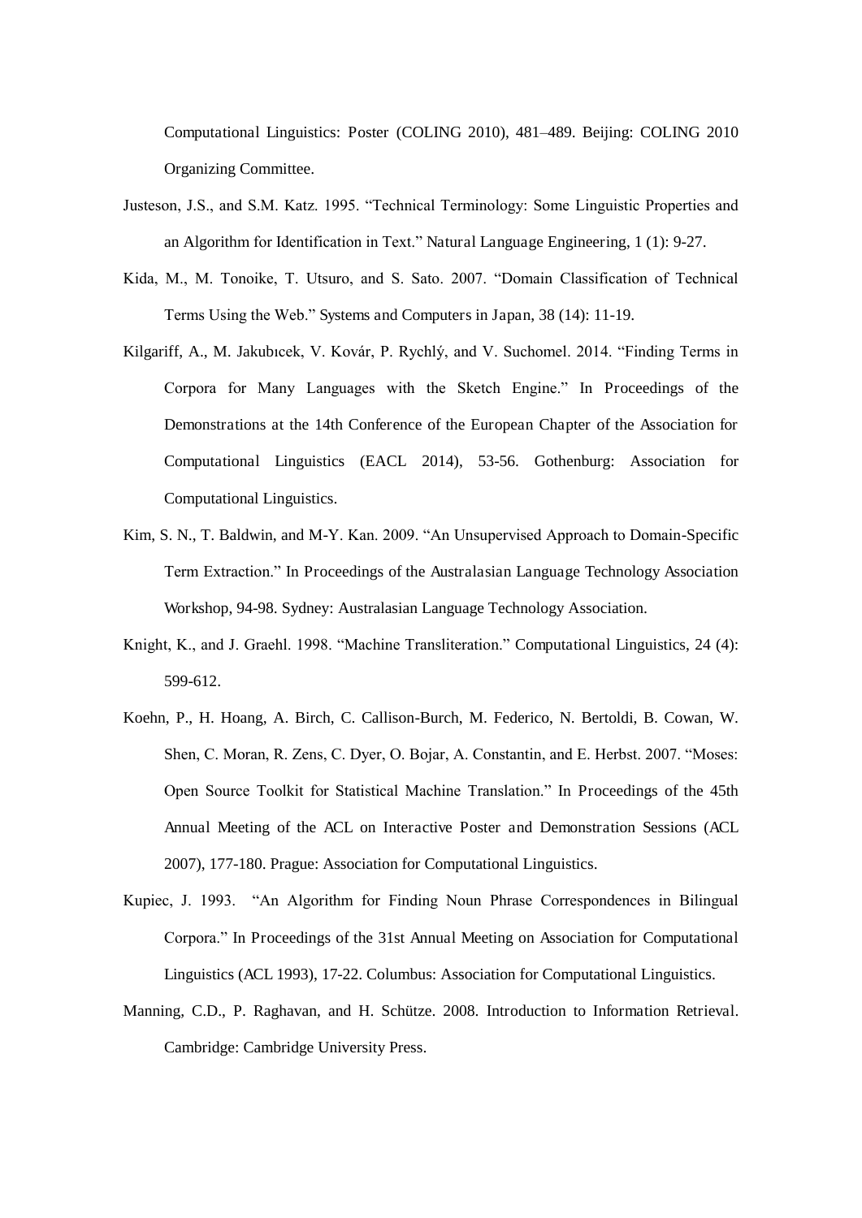Computational Linguistics: Poster (COLING 2010), 481–489. Beijing: COLING 2010 Organizing Committee.

Justeson, J.S., and S.M. Katz. 1995. "Technical Terminology: Some Linguistic Properties and an Algorithm for Identification in Text." Natural Language Engineering, 1 (1): 9-27.

Kida, M., M. Tonoike, T. Utsuro, and S. Sato. 2007. "Domain Classification of Technical Terms Using the Web." Systems and Computers in Japan, 38 (14): 11-19.

Kilgariff, A., M. Jakubıcek, V. Kovár, P. Rychlý, and V. Suchomel. 2014. "Finding Terms in Corpora for Many Languages with the Sketch Engine." In Proceedings of the Demonstrations at the 14th Conference of the European Chapter of the Association for Computational Linguistics (EACL 2014), 53-56. Gothenburg: Association for Computational Linguistics.

Kim, S. N., T. Baldwin, and M-Y. Kan. 2009. "An Unsupervised Approach to Domain-Specific Term Extraction." In Proceedings of the Australasian Language Technology Association Workshop, 94-98. Sydney: Australasian Language Technology Association.

Knight, K., and J. Graehl. 1998. "Machine Transliteration." Computational Linguistics, 24 (4): 599-612.

Koehn, P., H. Hoang, A. Birch, C. Callison-Burch, M. Federico, N. Bertoldi, B. Cowan, W. Shen, C. Moran, R. Zens, C. Dyer, O. Bojar, A. Constantin, and E. Herbst. 2007. "Moses: Open Source Toolkit for Statistical Machine Translation." In Proceedings of the 45th Annual Meeting of the ACL on Interactive Poster and Demonstration Sessions (ACL 2007), 177-180. Prague: Association for Computational Linguistics.

Kupiec, J. 1993. "An Algorithm for Finding Noun Phrase Correspondences in Bilingual Corpora." In Proceedings of the 31st Annual Meeting on Association for Computational Linguistics (ACL 1993), 17-22. Columbus: Association for Computational Linguistics.

Manning, C.D., P. Raghavan, and H. Schütze. 2008. Introduction to Information Retrieval. Cambridge: Cambridge University Press.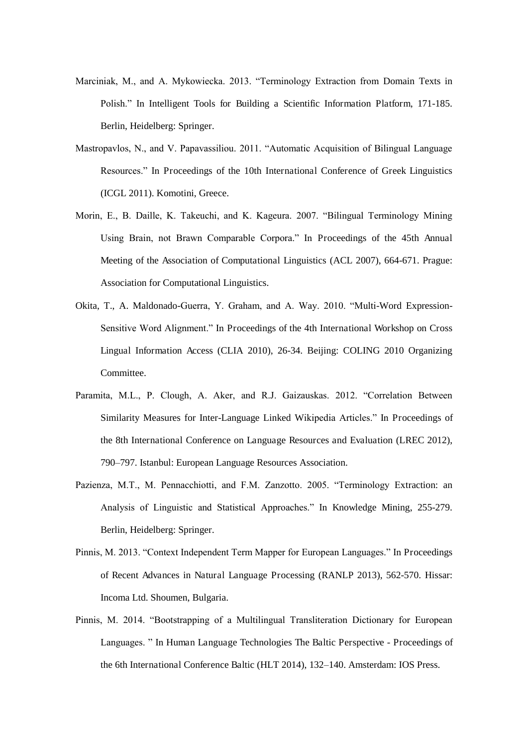Marciniak, M., and A. Mykowiecka. 2013. "Terminology Extraction from Domain Texts in Polish." In Intelligent Tools for Building a Scientific Information Platform, 171-185. Berlin, Heidelberg: Springer.

Mastropavlos, N., and V. Papavassiliou. 2011. "Automatic Acquisition of Bilingual Language Resources." In Proceedings of the 10th International Conference of Greek Linguistics (ICGL 2011). Komotini, Greece.

Morin, E., B. Daille, K. Takeuchi, and K. Kageura. 2007. "Bilingual Terminology Mining Using Brain, not Brawn Comparable Corpora." In Proceedings of the 45th Annual Meeting of the Association of Computational Linguistics (ACL 2007), 664-671. Prague: Association for Computational Linguistics.

Okita, T., A. Maldonado-Guerra, Y. Graham, and A. Way. 2010. "Multi-Word Expression-Sensitive Word Alignment." In Proceedings of the 4th International Workshop on Cross Lingual Information Access (CLIA 2010), 26-34. Beijing: COLING 2010 Organizing Committee.

Paramita, M.L., P. Clough, A. Aker, and R.J. Gaizauskas. 2012. "Correlation Between Similarity Measures for Inter-Language Linked Wikipedia Articles." In Proceedings of the 8th International Conference on Language Resources and Evaluation (LREC 2012), 790–797. Istanbul: European Language Resources Association.

Pazienza, M.T., M. Pennacchiotti, and F.M. Zanzotto. 2005. "Terminology Extraction: an Analysis of Linguistic and Statistical Approaches." In Knowledge Mining, 255-279. Berlin, Heidelberg: Springer.

Pinnis, M. 2013. "Context Independent Term Mapper for European Languages." In Proceedings of Recent Advances in Natural Language Processing (RANLP 2013), 562-570. Hissar: Incoma Ltd. Shoumen, Bulgaria.

Pinnis, M. 2014. "Bootstrapping of a Multilingual Transliteration Dictionary for European Languages. " In Human Language Technologies The Baltic Perspective - Proceedings of the 6th International Conference Baltic (HLT 2014), 132–140. Amsterdam: IOS Press.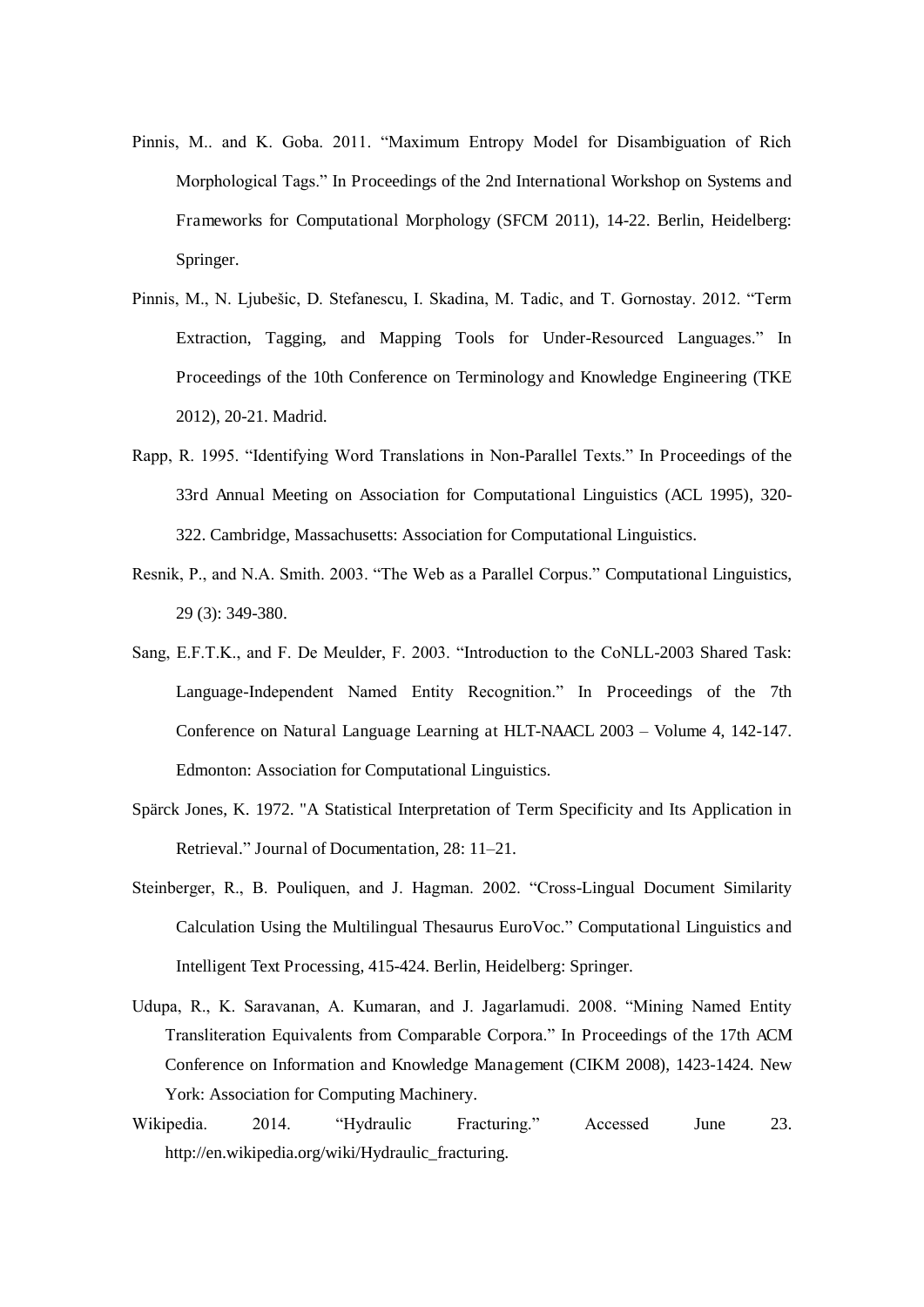Pinnis, M.. and K. Goba. 2011. “Maximum Entropy Model for Disambiguation of Rich Morphological Tags.” In Proceedings of the 2nd International Workshop on Systems and Frameworks for Computational Morphology (SFCM 2011), 14-22. Berlin, Heidelberg: Springer.

Pinnis, M., N. Ljubešic, D. Stefanescu, I. Skadina, M. Tadic, and T. Gornostay. 2012. “Term Extraction, Tagging, and Mapping Tools for Under-Resourced Languages.” In Proceedings of the 10th Conference on Terminology and Knowledge Engineering (TKE 2012), 20-21. Madrid.

Rapp, R. 1995. “Identifying Word Translations in Non-Parallel Texts.” In Proceedings of the 33rd Annual Meeting on Association for Computational Linguistics (ACL 1995), 320-322. Cambridge, Massachusetts: Association for Computational Linguistics.

Resnik, P., and N.A. Smith. 2003. “The Web as a Parallel Corpus.” Computational Linguistics, 29 (3): 349-380.

Sang, E.F.T.K., and F. De Meulder, F. 2003. “Introduction to the CoNLL-2003 Shared Task: Language-Independent Named Entity Recognition.” In Proceedings of the 7th Conference on Natural Language Learning at HLT-NAACL 2003 – Volume 4, 142-147. Edmonton: Association for Computational Linguistics.

Spärck Jones, K. 1972. "A Statistical Interpretation of Term Specificity and Its Application in Retrieval.” Journal of Documentation, 28: 11–21.

Steinberger, R., B. Pouliquen, and J. Hagman. 2002. “Cross-Lingual Document Similarity Calculation Using the Multilingual Thesaurus EuroVoc.” Computational Linguistics and Intelligent Text Processing, 415-424. Berlin, Heidelberg: Springer.

Udupa, R., K. Saravanan, A. Kumaran, and J. Jagarlamudi. 2008. “Mining Named Entity Transliteration Equivalents from Comparable Corpora.” In Proceedings of the 17th ACM Conference on Information and Knowledge Management (CIKM 2008), 1423-1424. New York: Association for Computing Machinery.

Wikipedia. 2014. “Hydraulic Fracturing.” Accessed June 23. http://en.wikipedia.org/wiki/Hydraulic_fracturing.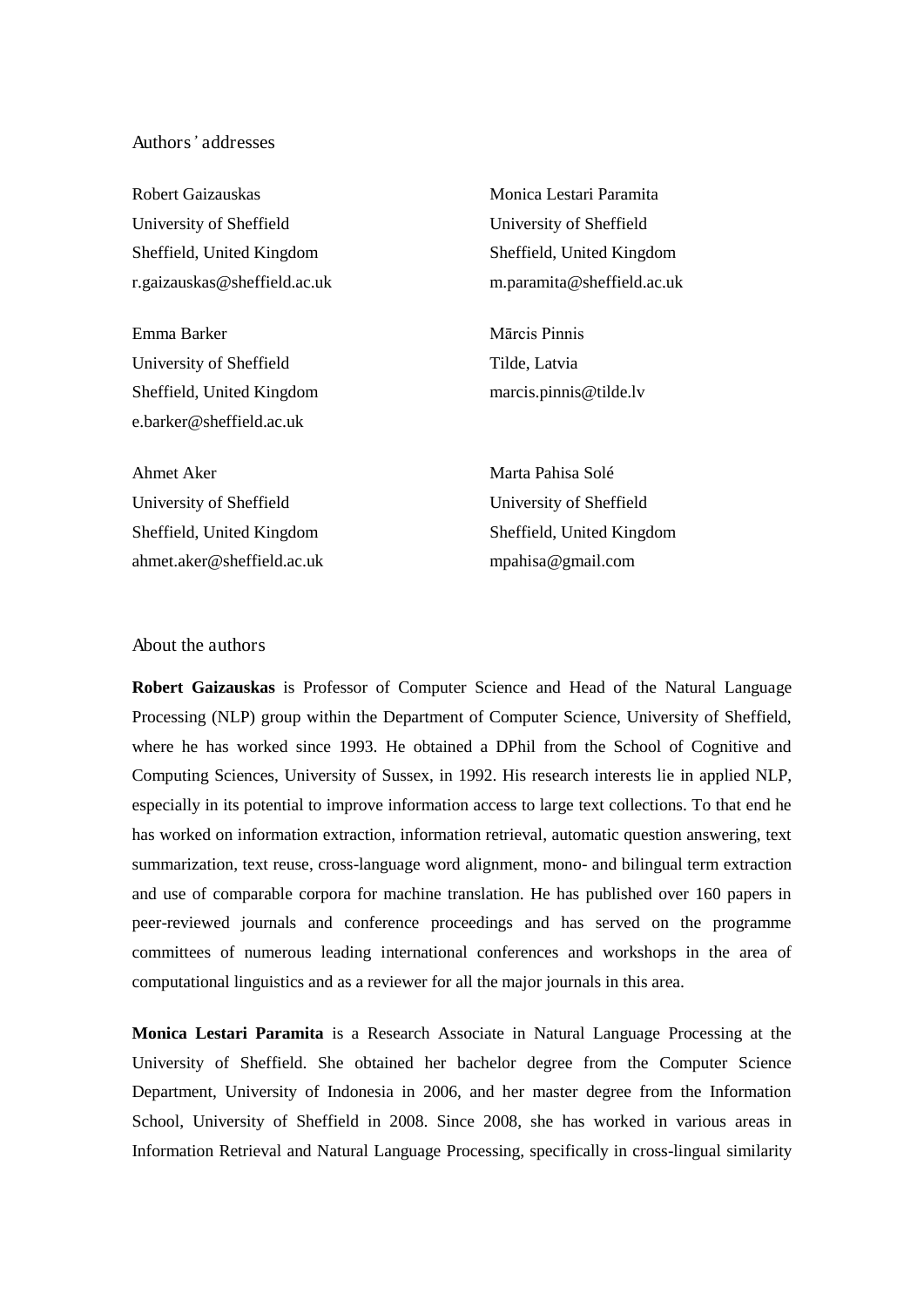## Authors' addresses

Robert Gaizauskas
University of Sheffield
Sheffield, United Kingdom
r.gaizauskas@sheffield.ac.uk

Monica Lestari Paramita
University of Sheffield
Sheffield, United Kingdom
m.paramita@sheffield.ac.uk

Emma Barker
University of Sheffield
Sheffield, United Kingdom
e.barker@sheffield.ac.uk

Mārcis Pinnis
Tilde, Latvia
marcis.pinnis@tilde.lv

Ahmet Aker
University of Sheffield
Sheffield, United Kingdom
ahmet.aker@sheffield.ac.uk

Marta Pahisa Solé
University of Sheffield
Sheffield, United Kingdom
mpahisa@gmail.com

## About the authors

**Robert Gaizauskas** is Professor of Computer Science and Head of the Natural Language Processing (NLP) group within the Department of Computer Science, University of Sheffield, where he has worked since 1993. He obtained a DPhil from the School of Cognitive and Computing Sciences, University of Sussex, in 1992. His research interests lie in applied NLP, especially in its potential to improve information access to large text collections. To that end he has worked on information extraction, information retrieval, automatic question answering, text summarization, text reuse, cross-language word alignment, mono- and bilingual term extraction and use of comparable corpora for machine translation. He has published over 160 papers in peer-reviewed journals and conference proceedings and has served on the programme committees of numerous leading international conferences and workshops in the area of computational linguistics and as a reviewer for all the major journals in this area.

**Monica Lestari Paramita** is a Research Associate in Natural Language Processing at the University of Sheffield. She obtained her bachelor degree from the Computer Science Department, University of Indonesia in 2006, and her master degree from the Information School, University of Sheffield in 2008. Since 2008, she has worked in various areas in Information Retrieval and Natural Language Processing, specifically in cross-lingual similarity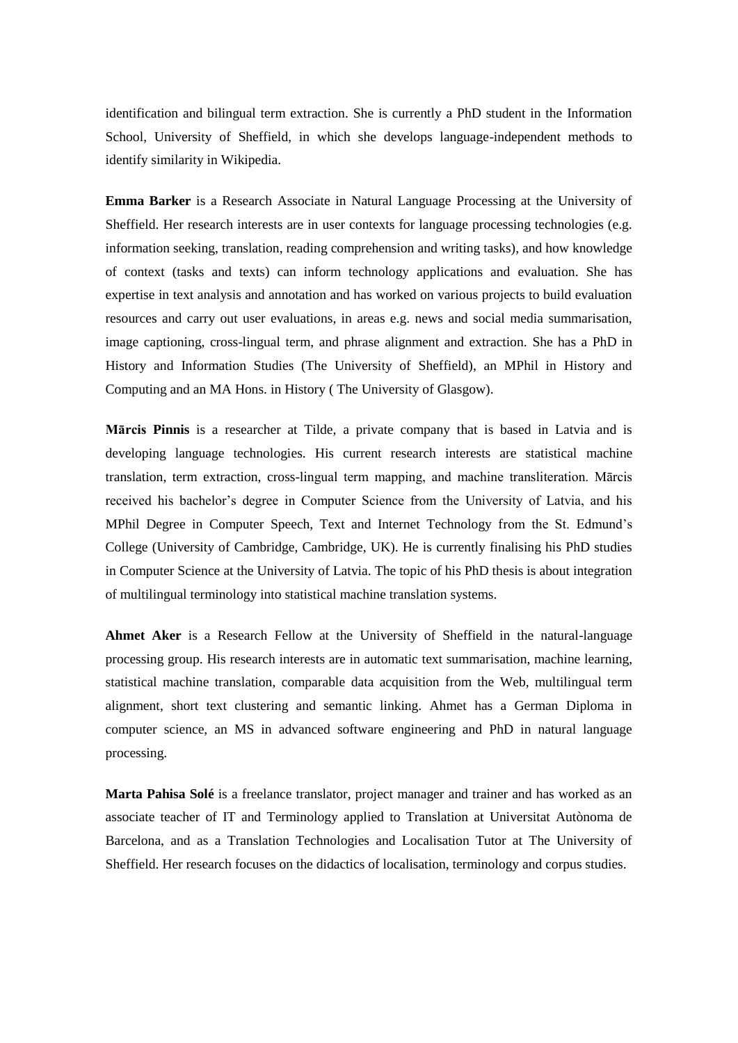identification and bilingual term extraction. She is currently a PhD student in the Information School, University of Sheffield, in which she develops language-independent methods to identify similarity in Wikipedia.

**Emma Barker** is a Research Associate in Natural Language Processing at the University of Sheffield. Her research interests are in user contexts for language processing technologies (e.g. information seeking, translation, reading comprehension and writing tasks), and how knowledge of context (tasks and texts) can inform technology applications and evaluation. She has expertise in text analysis and annotation and has worked on various projects to build evaluation resources and carry out user evaluations, in areas e.g. news and social media summarisation, image captioning, cross-lingual term, and phrase alignment and extraction. She has a PhD in History and Information Studies (The University of Sheffield), an MPhil in History and Computing and an MA Hons. in History ( The University of Glasgow).

**Mārcis Pinnis** is a researcher at Tilde, a private company that is based in Latvia and is developing language technologies. His current research interests are statistical machine translation, term extraction, cross-lingual term mapping, and machine transliteration. Mārcis received his bachelor's degree in Computer Science from the University of Latvia, and his MPhil Degree in Computer Speech, Text and Internet Technology from the St. Edmund's College (University of Cambridge, Cambridge, UK). He is currently finalising his PhD studies in Computer Science at the University of Latvia. The topic of his PhD thesis is about integration of multilingual terminology into statistical machine translation systems.

**Ahmet Aker** is a Research Fellow at the University of Sheffield in the natural-language processing group. His research interests are in automatic text summarisation, machine learning, statistical machine translation, comparable data acquisition from the Web, multilingual term alignment, short text clustering and semantic linking. Ahmet has a German Diploma in computer science, an MS in advanced software engineering and PhD in natural language processing.

**Marta Pahisa Solé** is a freelance translator, project manager and trainer and has worked as an associate teacher of IT and Terminology applied to Translation at Universitat Autònoma de Barcelona, and as a Translation Technologies and Localisation Tutor at The University of Sheffield. Her research focuses on the didactics of localisation, terminology and corpus studies.